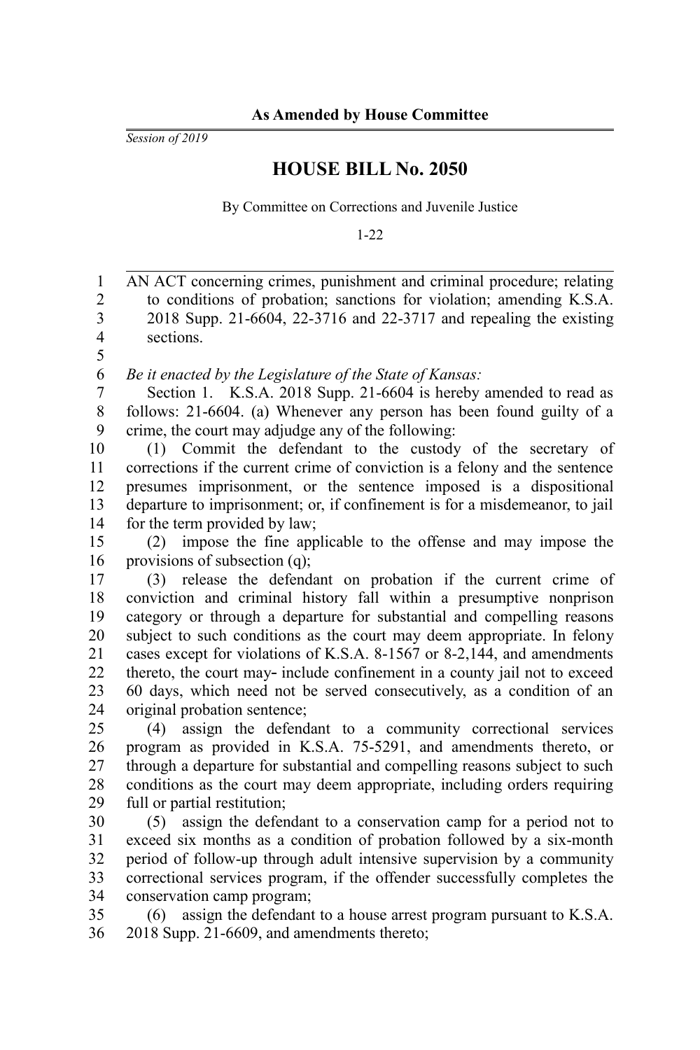**As Amended by House Committee**

*Session of 2019*

# HOUSE BILL No. 2050

By Committee on Corrections and Juvenile Justice

1-22

AN ACT concerning crimes, punishment and criminal procedure; relating to conditions of probation; sanctions for violation; amending K.S.A. 2018 Supp. 21-6604, 22-3716 and 22-3717 and repealing the existing sections.

*Be it enacted by the Legislature of the State of Kansas:*

Section 1. K.S.A. 2018 Supp. 21-6604 is hereby amended to read as follows: 21-6604. (a) Whenever any person has been found guilty of a crime, the court may adjudge any of the following:

(1) Commit the defendant to the custody of the secretary of corrections if the current crime of conviction is a felony and the sentence presumes imprisonment, or the sentence imposed is a dispositional departure to imprisonment; or, if confinement is for a misdemeanor, to jail for the term provided by law;

(2) impose the fine applicable to the offense and may impose the provisions of subsection (q);

(3) release the defendant on probation if the current crime of conviction and criminal history fall within a presumptive nonprison category or through a departure for substantial and compelling reasons subject to such conditions as the court may deem appropriate. In felony cases except for violations of K.S.A. 8-1567 or 8-2,144, and amendments thereto, the court may- include confinement in a county jail not to exceed 60 days, which need not be served consecutively, as a condition of an original probation sentence;

(4) assign the defendant to a community correctional services program as provided in K.S.A. 75-5291, and amendments thereto, or through a departure for substantial and compelling reasons subject to such conditions as the court may deem appropriate, including orders requiring full or partial restitution;

(5) assign the defendant to a conservation camp for a period not to exceed six months as a condition of probation followed by a six-month period of follow-up through adult intensive supervision by a community correctional services program, if the offender successfully completes the conservation camp program;

(6) assign the defendant to a house arrest program pursuant to K.S.A. 2018 Supp. 21-6609, and amendments thereto;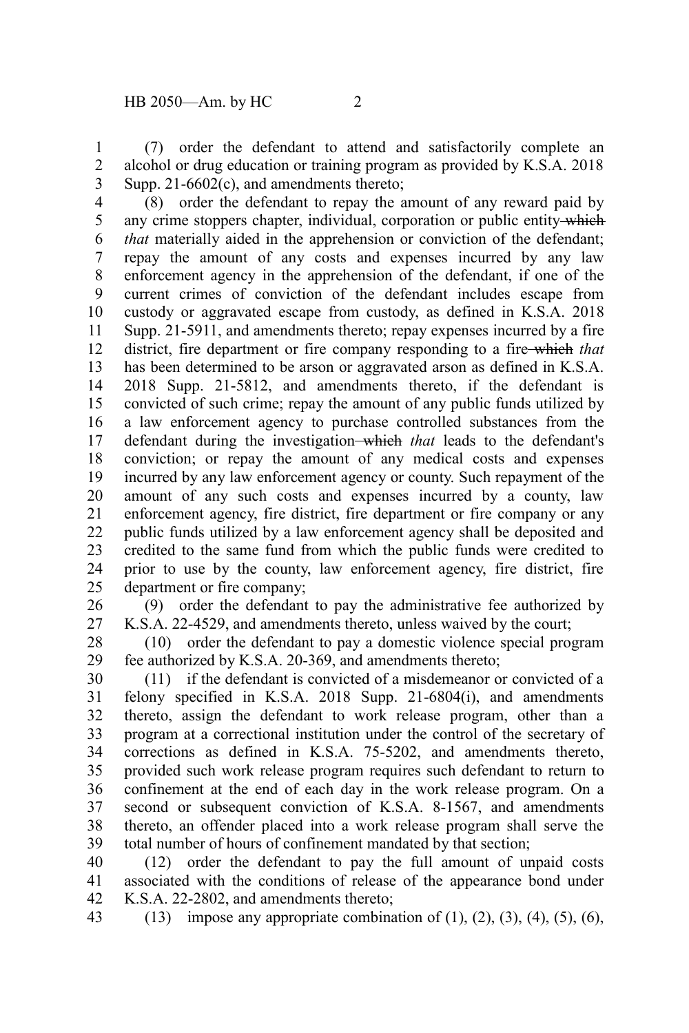(7) order the defendant to attend and satisfactorily complete an alcohol or drug education or training program as provided by K.S.A. 2018 Supp. 21-6602(c), and amendments thereto;

(8) order the defendant to repay the amount of any reward paid by any crime stoppers chapter, individual, corporation or public entity ~~which~~ *that* materially aided in the apprehension or conviction of the defendant; repay the amount of any costs and expenses incurred by any law enforcement agency in the apprehension of the defendant, if one of the current crimes of conviction of the defendant includes escape from custody or aggravated escape from custody, as defined in K.S.A. 2018 Supp. 21-5911, and amendments thereto; repay expenses incurred by a fire district, fire department or fire company responding to a fire ~~which~~ *that* has been determined to be arson or aggravated arson as defined in K.S.A. 2018 Supp. 21-5812, and amendments thereto, if the defendant is convicted of such crime; repay the amount of any public funds utilized by a law enforcement agency to purchase controlled substances from the defendant during the investigation ~~which~~ *that* leads to the defendant's conviction; or repay the amount of any medical costs and expenses incurred by any law enforcement agency or county. Such repayment of the amount of any such costs and expenses incurred by a county, law enforcement agency, fire district, fire department or fire company or any public funds utilized by a law enforcement agency shall be deposited and credited to the same fund from which the public funds were credited to prior to use by the county, law enforcement agency, fire district, fire department or fire company;

(9) order the defendant to pay the administrative fee authorized by K.S.A. 22-4529, and amendments thereto, unless waived by the court;

(10) order the defendant to pay a domestic violence special program fee authorized by K.S.A. 20-369, and amendments thereto;

(11) if the defendant is convicted of a misdemeanor or convicted of a felony specified in K.S.A. 2018 Supp. 21-6804(i), and amendments thereto, assign the defendant to work release program, other than a program at a correctional institution under the control of the secretary of corrections as defined in K.S.A. 75-5202, and amendments thereto, provided such work release program requires such defendant to return to confinement at the end of each day in the work release program. On a second or subsequent conviction of K.S.A. 8-1567, and amendments thereto, an offender placed into a work release program shall serve the total number of hours of confinement mandated by that section;

(12) order the defendant to pay the full amount of unpaid costs associated with the conditions of release of the appearance bond under K.S.A. 22-2802, and amendments thereto;

(13) impose any appropriate combination of (1), (2), (3), (4), (5), (6),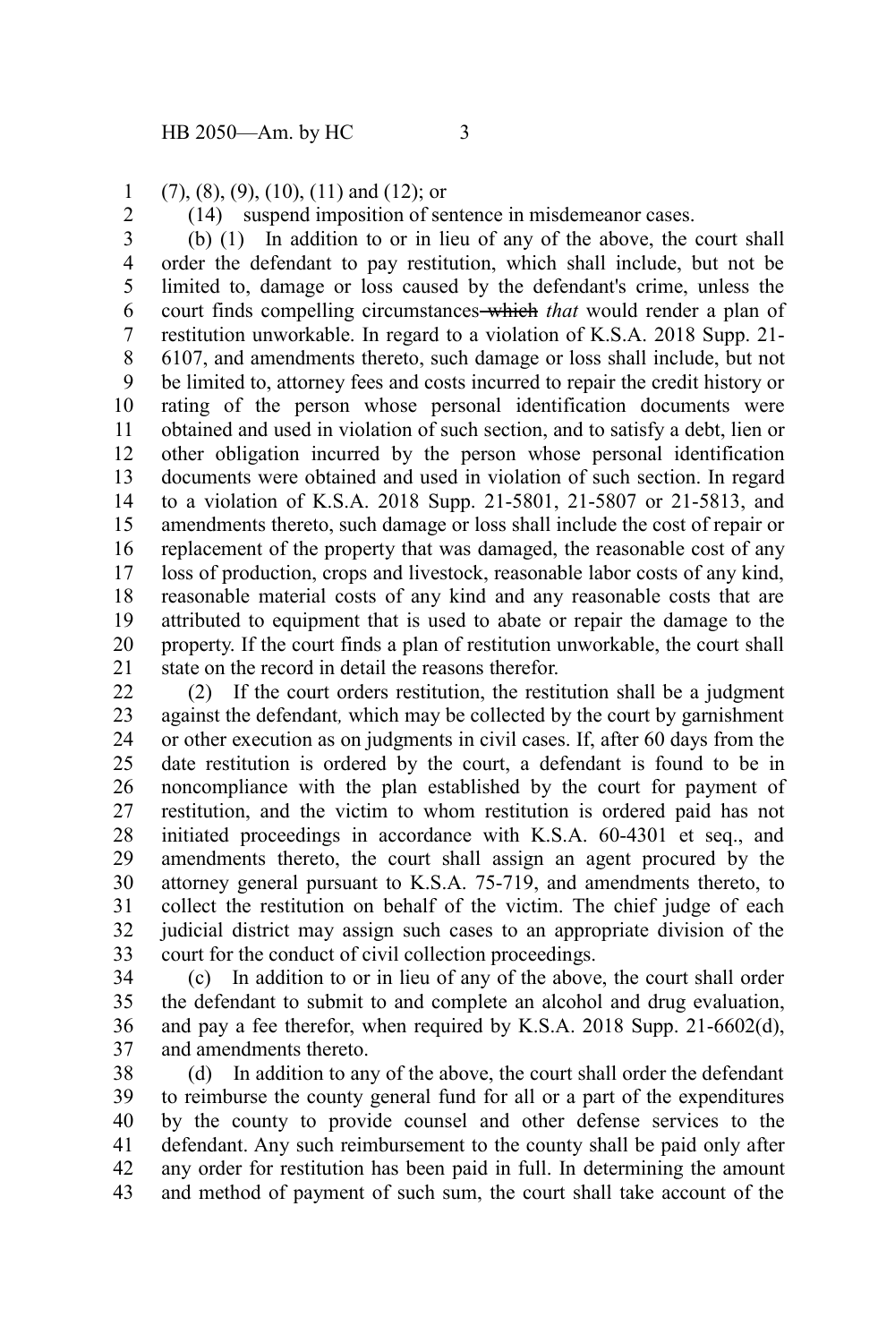(7), (8), (9), (10), (11) and (12); or

(14) suspend imposition of sentence in misdemeanor cases.

(b) (1) In addition to or in lieu of any of the above, the court shall order the defendant to pay restitution, which shall include, but not be limited to, damage or loss caused by the defendant's crime, unless the court finds compelling circumstances ~~which~~ *that* would render a plan of restitution unworkable. In regard to a violation of K.S.A. 2018 Supp. 21-6107, and amendments thereto, such damage or loss shall include, but not be limited to, attorney fees and costs incurred to repair the credit history or rating of the person whose personal identification documents were obtained and used in violation of such section, and to satisfy a debt, lien or other obligation incurred by the person whose personal identification documents were obtained and used in violation of such section. In regard to a violation of K.S.A. 2018 Supp. 21-5801, 21-5807 or 21-5813, and amendments thereto, such damage or loss shall include the cost of repair or replacement of the property that was damaged, the reasonable cost of any loss of production, crops and livestock, reasonable labor costs of any kind, reasonable material costs of any kind and any reasonable costs that are attributed to equipment that is used to abate or repair the damage to the property. If the court finds a plan of restitution unworkable, the court shall state on the record in detail the reasons therefor.

(2) If the court orders restitution, the restitution shall be a judgment against the defendant, which may be collected by the court by garnishment or other execution as on judgments in civil cases. If, after 60 days from the date restitution is ordered by the court, a defendant is found to be in noncompliance with the plan established by the court for payment of restitution, and the victim to whom restitution is ordered paid has not initiated proceedings in accordance with K.S.A. 60-4301 et seq., and amendments thereto, the court shall assign an agent procured by the attorney general pursuant to K.S.A. 75-719, and amendments thereto, to collect the restitution on behalf of the victim. The chief judge of each judicial district may assign such cases to an appropriate division of the court for the conduct of civil collection proceedings.

(c) In addition to or in lieu of any of the above, the court shall order the defendant to submit to and complete an alcohol and drug evaluation, and pay a fee therefor, when required by K.S.A. 2018 Supp. 21-6602(d), and amendments thereto.

(d) In addition to any of the above, the court shall order the defendant to reimburse the county general fund for all or a part of the expenditures by the county to provide counsel and other defense services to the defendant. Any such reimbursement to the county shall be paid only after any order for restitution has been paid in full. In determining the amount and method of payment of such sum, the court shall take account of the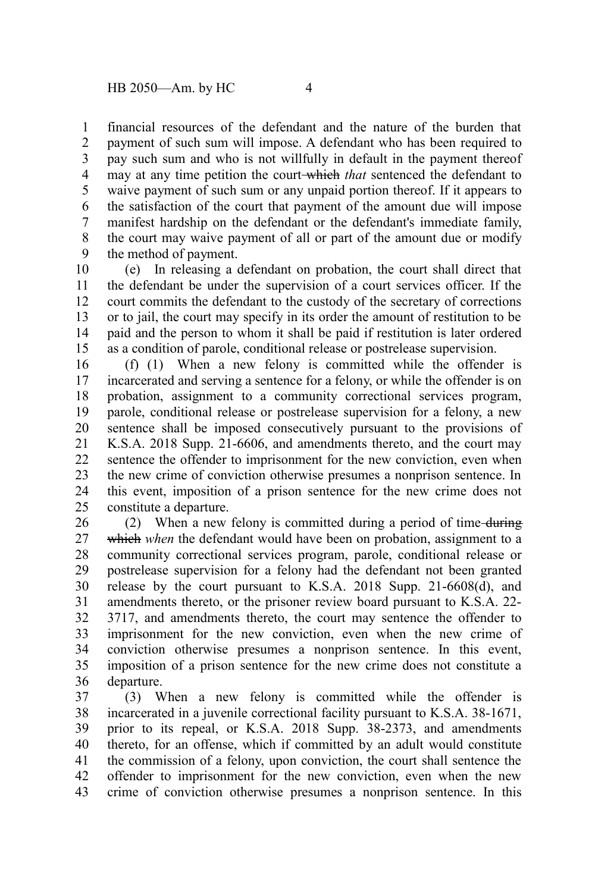financial resources of the defendant and the nature of the burden that payment of such sum will impose. A defendant who has been required to pay such sum and who is not willfully in default in the payment thereof may at any time petition the court ~~which~~ *that* sentenced the defendant to waive payment of such sum or any unpaid portion thereof. If it appears to the satisfaction of the court that payment of the amount due will impose manifest hardship on the defendant or the defendant's immediate family, the court may waive payment of all or part of the amount due or modify the method of payment.

(e) In releasing a defendant on probation, the court shall direct that the defendant be under the supervision of a court services officer. If the court commits the defendant to the custody of the secretary of corrections or to jail, the court may specify in its order the amount of restitution to be paid and the person to whom it shall be paid if restitution is later ordered as a condition of parole, conditional release or postrelease supervision.

(f) (1) When a new felony is committed while the offender is incarcerated and serving a sentence for a felony, or while the offender is on probation, assignment to a community correctional services program, parole, conditional release or postrelease supervision for a felony, a new sentence shall be imposed consecutively pursuant to the provisions of K.S.A. 2018 Supp. 21-6606, and amendments thereto, and the court may sentence the offender to imprisonment for the new conviction, even when the new crime of conviction otherwise presumes a nonprison sentence. In this event, imposition of a prison sentence for the new crime does not constitute a departure.

(2) When a new felony is committed during a period of time ~~during which~~ *when* the defendant would have been on probation, assignment to a community correctional services program, parole, conditional release or postrelease supervision for a felony had the defendant not been granted release by the court pursuant to K.S.A. 2018 Supp. 21-6608(d), and amendments thereto, or the prisoner review board pursuant to K.S.A. 22-3717, and amendments thereto, the court may sentence the offender to imprisonment for the new conviction, even when the new crime of conviction otherwise presumes a nonprison sentence. In this event, imposition of a prison sentence for the new crime does not constitute a departure.

(3) When a new felony is committed while the offender is incarcerated in a juvenile correctional facility pursuant to K.S.A. 38-1671, prior to its repeal, or K.S.A. 2018 Supp. 38-2373, and amendments thereto, for an offense, which if committed by an adult would constitute the commission of a felony, upon conviction, the court shall sentence the offender to imprisonment for the new conviction, even when the new crime of conviction otherwise presumes a nonprison sentence. In this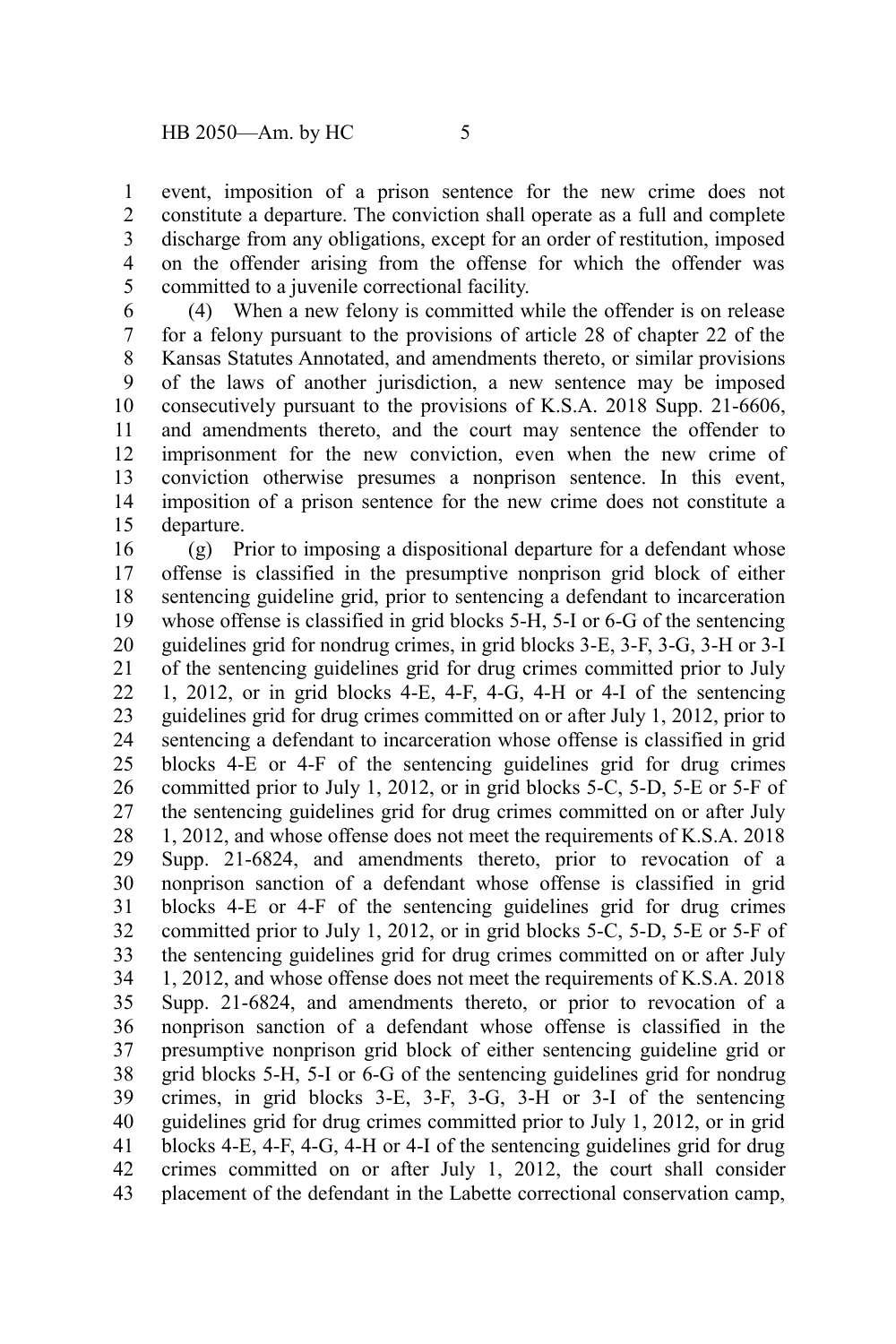event, imposition of a prison sentence for the new crime does not constitute a departure. The conviction shall operate as a full and complete discharge from any obligations, except for an order of restitution, imposed on the offender arising from the offense for which the offender was committed to a juvenile correctional facility.

(4) When a new felony is committed while the offender is on release for a felony pursuant to the provisions of article 28 of chapter 22 of the Kansas Statutes Annotated, and amendments thereto, or similar provisions of the laws of another jurisdiction, a new sentence may be imposed consecutively pursuant to the provisions of K.S.A. 2018 Supp. 21-6606, and amendments thereto, and the court may sentence the offender to imprisonment for the new conviction, even when the new crime of conviction otherwise presumes a nonprison sentence. In this event, imposition of a prison sentence for the new crime does not constitute a departure.

(g) Prior to imposing a dispositional departure for a defendant whose offense is classified in the presumptive nonprison grid block of either sentencing guideline grid, prior to sentencing a defendant to incarceration whose offense is classified in grid blocks 5-H, 5-I or 6-G of the sentencing guidelines grid for nondrug crimes, in grid blocks 3-E, 3-F, 3-G, 3-H or 3-I of the sentencing guidelines grid for drug crimes committed prior to July 1, 2012, or in grid blocks 4-E, 4-F, 4-G, 4-H or 4-I of the sentencing guidelines grid for drug crimes committed on or after July 1, 2012, prior to sentencing a defendant to incarceration whose offense is classified in grid blocks 4-E or 4-F of the sentencing guidelines grid for drug crimes committed prior to July 1, 2012, or in grid blocks 5-C, 5-D, 5-E or 5-F of the sentencing guidelines grid for drug crimes committed on or after July 1, 2012, and whose offense does not meet the requirements of K.S.A. 2018 Supp. 21-6824, and amendments thereto, prior to revocation of a nonprison sanction of a defendant whose offense is classified in grid blocks 4-E or 4-F of the sentencing guidelines grid for drug crimes committed prior to July 1, 2012, or in grid blocks 5-C, 5-D, 5-E or 5-F of the sentencing guidelines grid for drug crimes committed on or after July 1, 2012, and whose offense does not meet the requirements of K.S.A. 2018 Supp. 21-6824, and amendments thereto, or prior to revocation of a nonprison sanction of a defendant whose offense is classified in the presumptive nonprison grid block of either sentencing guideline grid or grid blocks 5-H, 5-I or 6-G of the sentencing guidelines grid for nondrug crimes, in grid blocks 3-E, 3-F, 3-G, 3-H or 3-I of the sentencing guidelines grid for drug crimes committed prior to July 1, 2012, or in grid blocks 4-E, 4-F, 4-G, 4-H or 4-I of the sentencing guidelines grid for drug crimes committed on or after July 1, 2012, the court shall consider placement of the defendant in the Labette correctional conservation camp,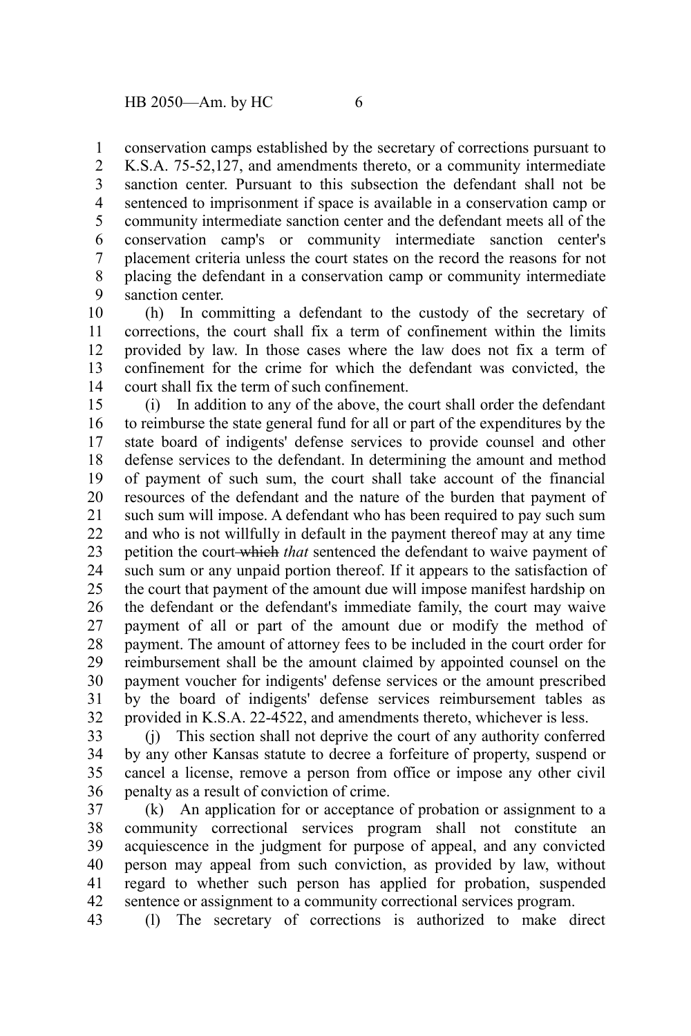conservation camps established by the secretary of corrections pursuant to K.S.A. 75-52,127, and amendments thereto, or a community intermediate sanction center. Pursuant to this subsection the defendant shall not be sentenced to imprisonment if space is available in a conservation camp or community intermediate sanction center and the defendant meets all of the conservation camp's or community intermediate sanction center's placement criteria unless the court states on the record the reasons for not placing the defendant in a conservation camp or community intermediate sanction center.

(h) In committing a defendant to the custody of the secretary of corrections, the court shall fix a term of confinement within the limits provided by law. In those cases where the law does not fix a term of confinement for the crime for which the defendant was convicted, the court shall fix the term of such confinement.

(i) In addition to any of the above, the court shall order the defendant to reimburse the state general fund for all or part of the expenditures by the state board of indigents' defense services to provide counsel and other defense services to the defendant. In determining the amount and method of payment of such sum, the court shall take account of the financial resources of the defendant and the nature of the burden that payment of such sum will impose. A defendant who has been required to pay such sum and who is not willfully in default in the payment thereof may at any time petition the court ~~which~~ *that* sentenced the defendant to waive payment of such sum or any unpaid portion thereof. If it appears to the satisfaction of the court that payment of the amount due will impose manifest hardship on the defendant or the defendant's immediate family, the court may waive payment of all or part of the amount due or modify the method of payment. The amount of attorney fees to be included in the court order for reimbursement shall be the amount claimed by appointed counsel on the payment voucher for indigents' defense services or the amount prescribed by the board of indigents' defense services reimbursement tables as provided in K.S.A. 22-4522, and amendments thereto, whichever is less.

(j) This section shall not deprive the court of any authority conferred by any other Kansas statute to decree a forfeiture of property, suspend or cancel a license, remove a person from office or impose any other civil penalty as a result of conviction of crime.

(k) An application for or acceptance of probation or assignment to a community correctional services program shall not constitute an acquiescence in the judgment for purpose of appeal, and any convicted person may appeal from such conviction, as provided by law, without regard to whether such person has applied for probation, suspended sentence or assignment to a community correctional services program.

(l) The secretary of corrections is authorized to make direct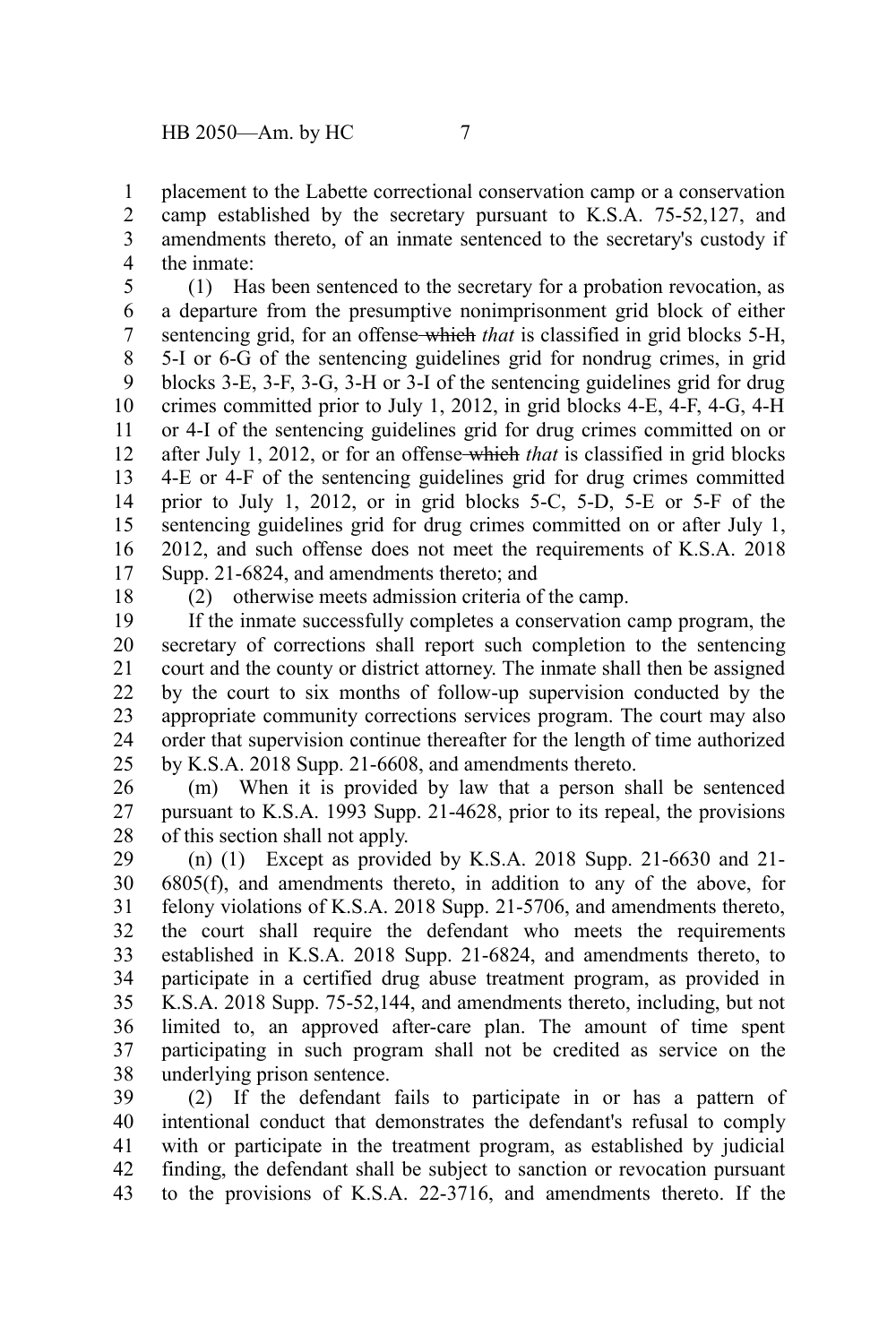placement to the Labette correctional conservation camp or a conservation camp established by the secretary pursuant to K.S.A. 75-52,127, and amendments thereto, of an inmate sentenced to the secretary's custody if the inmate:

(1) Has been sentenced to the secretary for a probation revocation, as a departure from the presumptive nonimprisonment grid block of either sentencing grid, for an offense ~~which~~ *that* is classified in grid blocks 5-H, 5-I or 6-G of the sentencing guidelines grid for nondrug crimes, in grid blocks 3-E, 3-F, 3-G, 3-H or 3-I of the sentencing guidelines grid for drug crimes committed prior to July 1, 2012, in grid blocks 4-E, 4-F, 4-G, 4-H or 4-I of the sentencing guidelines grid for drug crimes committed on or after July 1, 2012, or for an offense ~~which~~ *that* is classified in grid blocks 4-E or 4-F of the sentencing guidelines grid for drug crimes committed prior to July 1, 2012, or in grid blocks 5-C, 5-D, 5-E or 5-F of the sentencing guidelines grid for drug crimes committed on or after July 1, 2012, and such offense does not meet the requirements of K.S.A. 2018 Supp. 21-6824, and amendments thereto; and

(2) otherwise meets admission criteria of the camp.

If the inmate successfully completes a conservation camp program, the secretary of corrections shall report such completion to the sentencing court and the county or district attorney. The inmate shall then be assigned by the court to six months of follow-up supervision conducted by the appropriate community corrections services program. The court may also order that supervision continue thereafter for the length of time authorized by K.S.A. 2018 Supp. 21-6608, and amendments thereto.

(m) When it is provided by law that a person shall be sentenced pursuant to K.S.A. 1993 Supp. 21-4628, prior to its repeal, the provisions of this section shall not apply.

(n) (1) Except as provided by K.S.A. 2018 Supp. 21-6630 and 21-6805(f), and amendments thereto, in addition to any of the above, for felony violations of K.S.A. 2018 Supp. 21-5706, and amendments thereto, the court shall require the defendant who meets the requirements established in K.S.A. 2018 Supp. 21-6824, and amendments thereto, to participate in a certified drug abuse treatment program, as provided in K.S.A. 2018 Supp. 75-52,144, and amendments thereto, including, but not limited to, an approved after-care plan. The amount of time spent participating in such program shall not be credited as service on the underlying prison sentence.

(2) If the defendant fails to participate in or has a pattern of intentional conduct that demonstrates the defendant's refusal to comply with or participate in the treatment program, as established by judicial finding, the defendant shall be subject to sanction or revocation pursuant to the provisions of K.S.A. 22-3716, and amendments thereto. If the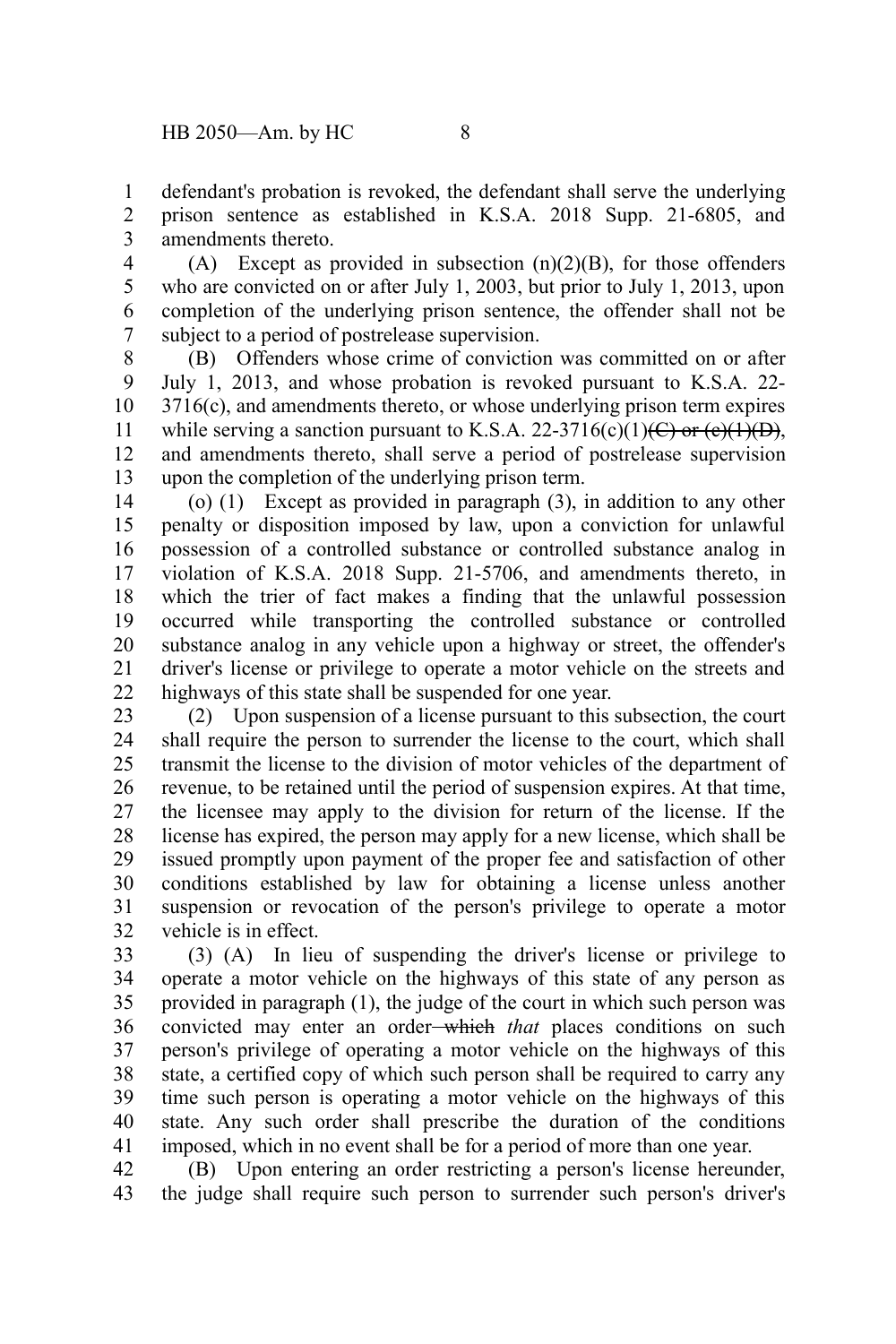defendant's probation is revoked, the defendant shall serve the underlying prison sentence as established in K.S.A. 2018 Supp. 21-6805, and amendments thereto.

(A) Except as provided in subsection (n)(2)(B), for those offenders who are convicted on or after July 1, 2003, but prior to July 1, 2013, upon completion of the underlying prison sentence, the offender shall not be subject to a period of postrelease supervision.

(B) Offenders whose crime of conviction was committed on or after July 1, 2013, and whose probation is revoked pursuant to K.S.A. 22-3716(c), and amendments thereto, or whose underlying prison term expires while serving a sanction pursuant to K.S.A. 22-3716(c)(1)~~(C) or (c)(1)(D)~~, and amendments thereto, shall serve a period of postrelease supervision upon the completion of the underlying prison term.

(o) (1) Except as provided in paragraph (3), in addition to any other penalty or disposition imposed by law, upon a conviction for unlawful possession of a controlled substance or controlled substance analog in violation of K.S.A. 2018 Supp. 21-5706, and amendments thereto, in which the trier of fact makes a finding that the unlawful possession occurred while transporting the controlled substance or controlled substance analog in any vehicle upon a highway or street, the offender's driver's license or privilege to operate a motor vehicle on the streets and highways of this state shall be suspended for one year.

(2) Upon suspension of a license pursuant to this subsection, the court shall require the person to surrender the license to the court, which shall transmit the license to the division of motor vehicles of the department of revenue, to be retained until the period of suspension expires. At that time, the licensee may apply to the division for return of the license. If the license has expired, the person may apply for a new license, which shall be issued promptly upon payment of the proper fee and satisfaction of other conditions established by law for obtaining a license unless another suspension or revocation of the person's privilege to operate a motor vehicle is in effect.

(3) (A) In lieu of suspending the driver's license or privilege to operate a motor vehicle on the highways of this state of any person as provided in paragraph (1), the judge of the court in which such person was convicted may enter an order ~~which~~ *that* places conditions on such person's privilege of operating a motor vehicle on the highways of this state, a certified copy of which such person shall be required to carry any time such person is operating a motor vehicle on the highways of this state. Any such order shall prescribe the duration of the conditions imposed, which in no event shall be for a period of more than one year.

(B) Upon entering an order restricting a person's license hereunder, the judge shall require such person to surrender such person's driver's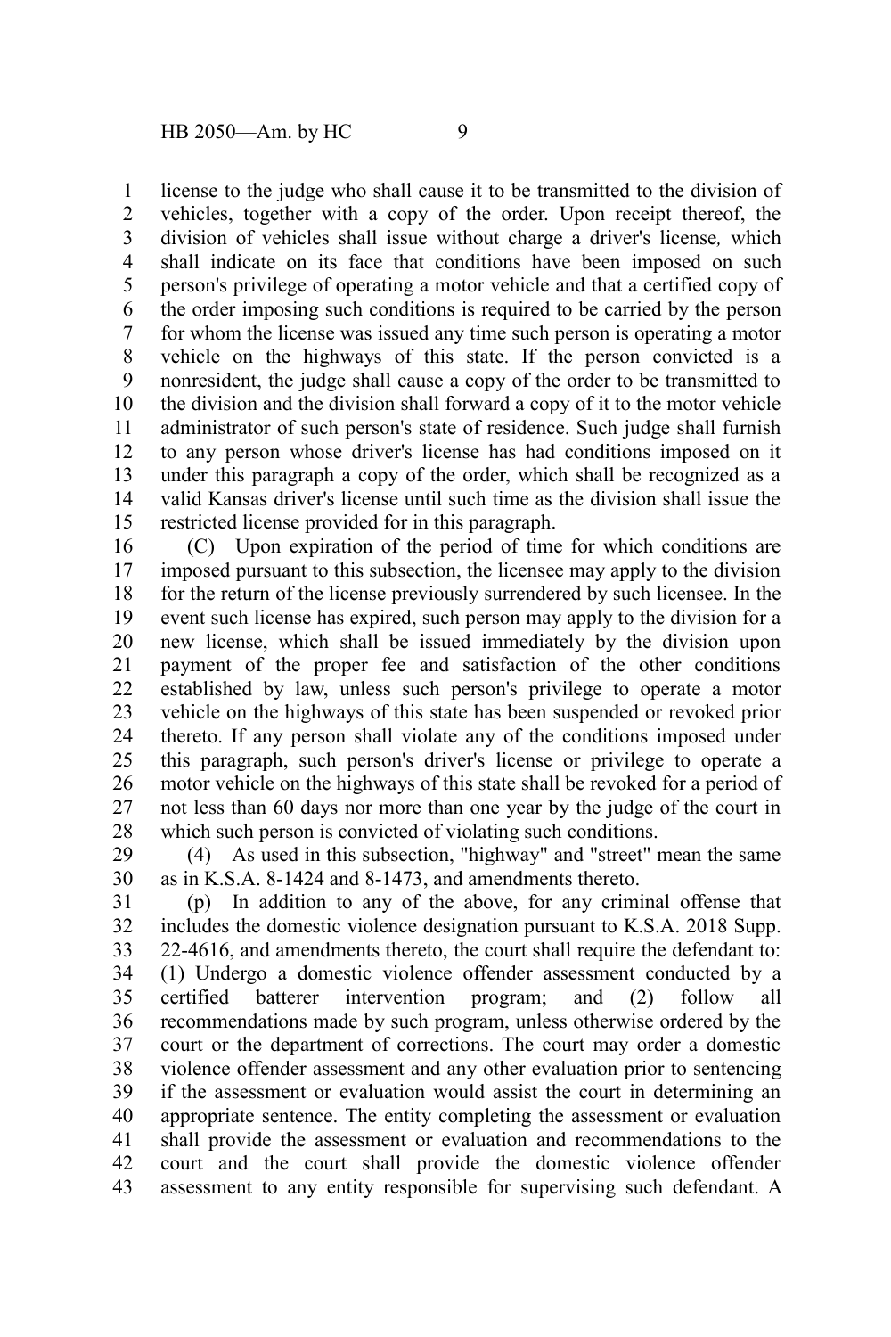license to the judge who shall cause it to be transmitted to the division of vehicles, together with a copy of the order. Upon receipt thereof, the division of vehicles shall issue without charge a driver's license*,* which shall indicate on its face that conditions have been imposed on such person's privilege of operating a motor vehicle and that a certified copy of the order imposing such conditions is required to be carried by the person for whom the license was issued any time such person is operating a motor vehicle on the highways of this state. If the person convicted is a nonresident, the judge shall cause a copy of the order to be transmitted to the division and the division shall forward a copy of it to the motor vehicle administrator of such person's state of residence. Such judge shall furnish to any person whose driver's license has had conditions imposed on it under this paragraph a copy of the order, which shall be recognized as a valid Kansas driver's license until such time as the division shall issue the restricted license provided for in this paragraph.

(C) Upon expiration of the period of time for which conditions are imposed pursuant to this subsection, the licensee may apply to the division for the return of the license previously surrendered by such licensee. In the event such license has expired, such person may apply to the division for a new license, which shall be issued immediately by the division upon payment of the proper fee and satisfaction of the other conditions established by law, unless such person's privilege to operate a motor vehicle on the highways of this state has been suspended or revoked prior thereto. If any person shall violate any of the conditions imposed under this paragraph, such person's driver's license or privilege to operate a motor vehicle on the highways of this state shall be revoked for a period of not less than 60 days nor more than one year by the judge of the court in which such person is convicted of violating such conditions.

(4) As used in this subsection, "highway" and "street" mean the same as in K.S.A. 8-1424 and 8-1473, and amendments thereto.

(p) In addition to any of the above, for any criminal offense that includes the domestic violence designation pursuant to K.S.A. 2018 Supp. 22-4616, and amendments thereto, the court shall require the defendant to: (1) Undergo a domestic violence offender assessment conducted by a certified batterer intervention program; and (2) follow all recommendations made by such program, unless otherwise ordered by the court or the department of corrections. The court may order a domestic violence offender assessment and any other evaluation prior to sentencing if the assessment or evaluation would assist the court in determining an appropriate sentence. The entity completing the assessment or evaluation shall provide the assessment or evaluation and recommendations to the court and the court shall provide the domestic violence offender assessment to any entity responsible for supervising such defendant. A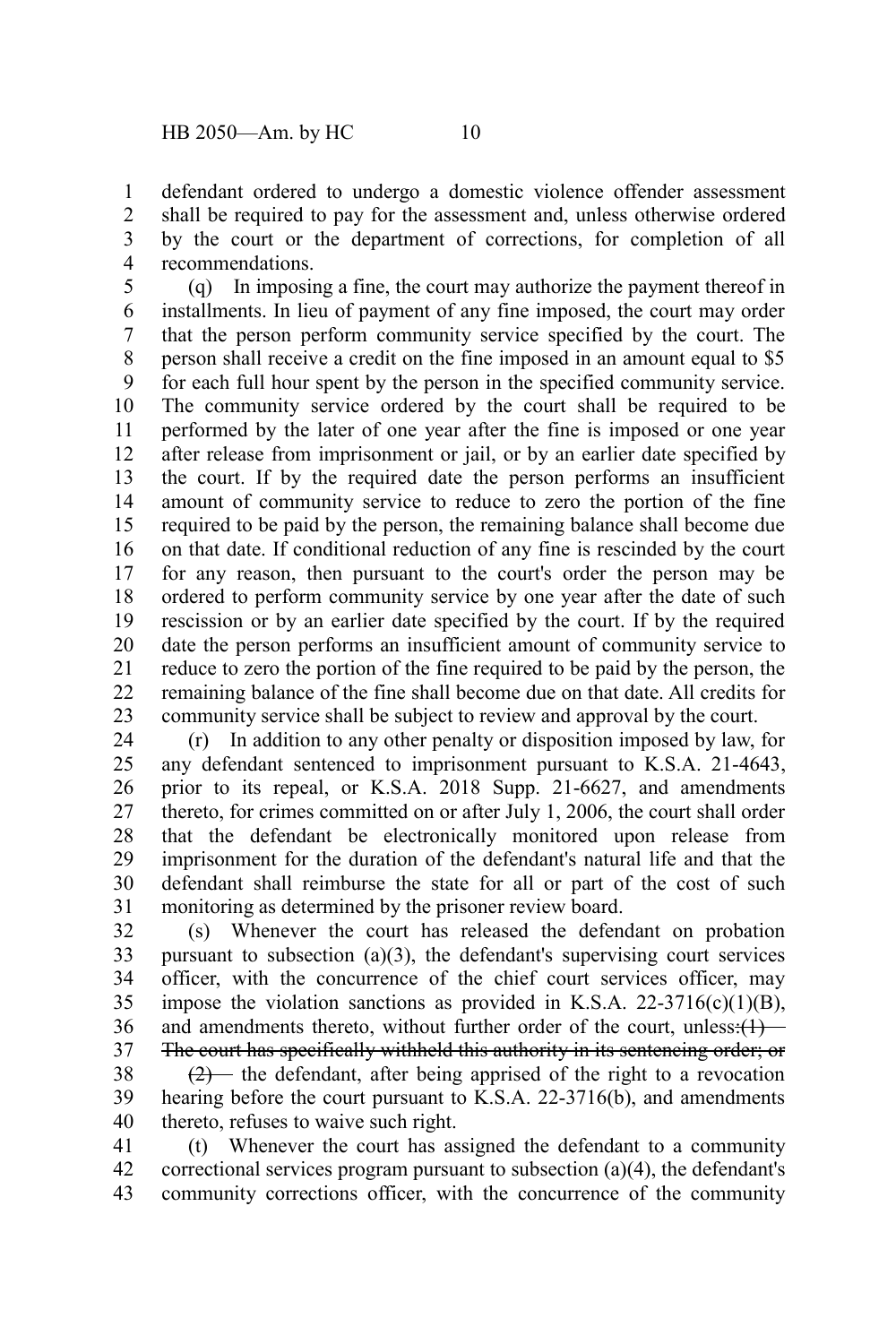defendant ordered to undergo a domestic violence offender assessment shall be required to pay for the assessment and, unless otherwise ordered by the court or the department of corrections, for completion of all recommendations.

(q) In imposing a fine, the court may authorize the payment thereof in installments. In lieu of payment of any fine imposed, the court may order that the person perform community service specified by the court. The person shall receive a credit on the fine imposed in an amount equal to $5 for each full hour spent by the person in the specified community service. The community service ordered by the court shall be required to be performed by the later of one year after the fine is imposed or one year after release from imprisonment or jail, or by an earlier date specified by the court. If by the required date the person performs an insufficient amount of community service to reduce to zero the portion of the fine required to be paid by the person, the remaining balance shall become due on that date. If conditional reduction of any fine is rescinded by the court for any reason, then pursuant to the court's order the person may be ordered to perform community service by one year after the date of such rescission or by an earlier date specified by the court. If by the required date the person performs an insufficient amount of community service to reduce to zero the portion of the fine required to be paid by the person, the remaining balance of the fine shall become due on that date. All credits for community service shall be subject to review and approval by the court.

(r) In addition to any other penalty or disposition imposed by law, for any defendant sentenced to imprisonment pursuant to K.S.A. 21-4643, prior to its repeal, or K.S.A. 2018 Supp. 21-6627, and amendments thereto, for crimes committed on or after July 1, 2006, the court shall order that the defendant be electronically monitored upon release from imprisonment for the duration of the defendant's natural life and that the defendant shall reimburse the state for all or part of the cost of such monitoring as determined by the prisoner review board.

(s) Whenever the court has released the defendant on probation pursuant to subsection (a)(3), the defendant's supervising court services officer, with the concurrence of the chief court services officer, may impose the violation sanctions as provided in K.S.A. 22-3716(c)(1)(B), and amendments thereto, without further order of the court, unless~~: (1) The court has specifically withheld this authority in its sentencing order; or (2)~~ the defendant, after being apprised of the right to a revocation hearing before the court pursuant to K.S.A. 22-3716(b), and amendments thereto, refuses to waive such right.

(t) Whenever the court has assigned the defendant to a community correctional services program pursuant to subsection (a)(4), the defendant's community corrections officer, with the concurrence of the community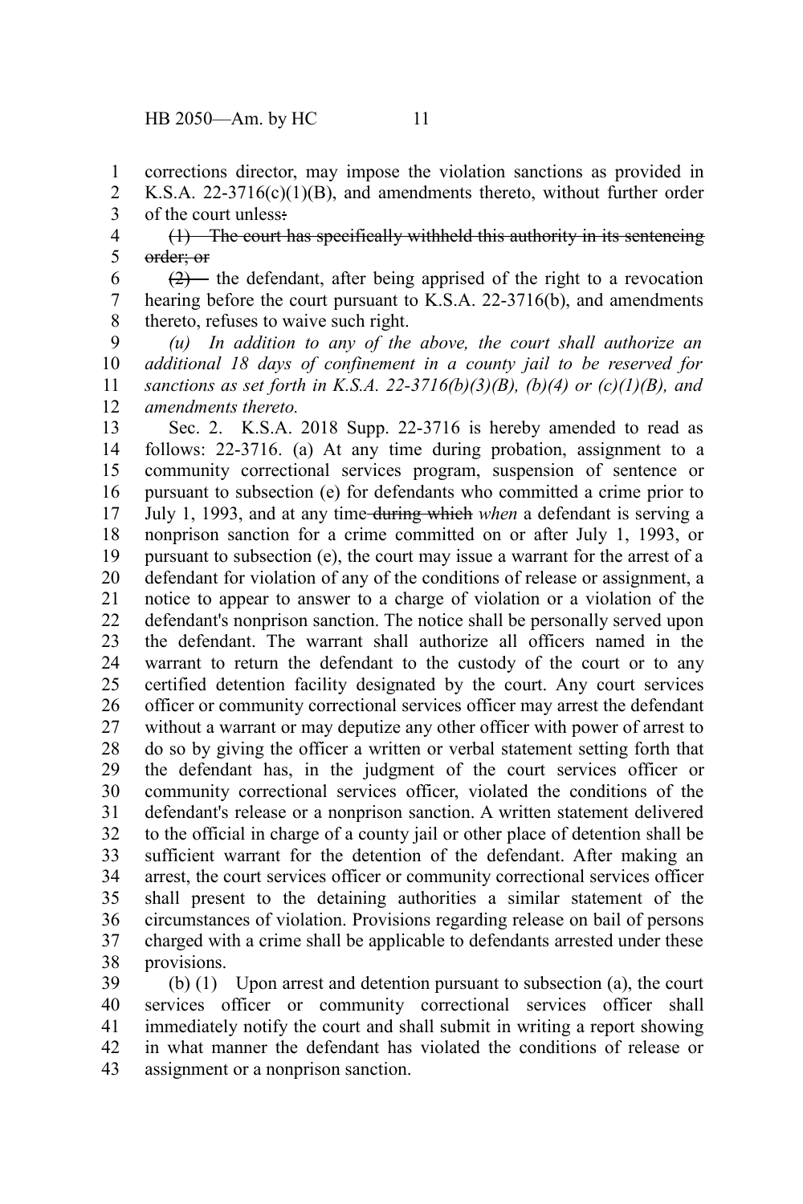corrections director, may impose the violation sanctions as provided in K.S.A. 22-3716(c)(1)(B), and amendments thereto, without further order of the court unless~~:~~

~~(1) The court has specifically withheld this authority in its sentencing order; or~~

~~(2)~~ the defendant, after being apprised of the right to a revocation hearing before the court pursuant to K.S.A. 22-3716(b), and amendments thereto, refuses to waive such right.

*(u) In addition to any of the above, the court shall authorize an additional 18 days of confinement in a county jail to be reserved for sanctions as set forth in K.S.A. 22-3716(b)(3)(B), (b)(4) or (c)(1)(B), and amendments thereto.*

Sec. 2. K.S.A. 2018 Supp. 22-3716 is hereby amended to read as follows: 22-3716. (a) At any time during probation, assignment to a community correctional services program, suspension of sentence or pursuant to subsection (e) for defendants who committed a crime prior to July 1, 1993, and at any time ~~during which~~ *when* a defendant is serving a nonprison sanction for a crime committed on or after July 1, 1993, or pursuant to subsection (e), the court may issue a warrant for the arrest of a defendant for violation of any of the conditions of release or assignment, a notice to appear to answer to a charge of violation or a violation of the defendant's nonprison sanction. The notice shall be personally served upon the defendant. The warrant shall authorize all officers named in the warrant to return the defendant to the custody of the court or to any certified detention facility designated by the court. Any court services officer or community correctional services officer may arrest the defendant without a warrant or may deputize any other officer with power of arrest to do so by giving the officer a written or verbal statement setting forth that the defendant has, in the judgment of the court services officer or community correctional services officer, violated the conditions of the defendant's release or a nonprison sanction. A written statement delivered to the official in charge of a county jail or other place of detention shall be sufficient warrant for the detention of the defendant. After making an arrest, the court services officer or community correctional services officer shall present to the detaining authorities a similar statement of the circumstances of violation. Provisions regarding release on bail of persons charged with a crime shall be applicable to defendants arrested under these provisions.

(b) (1) Upon arrest and detention pursuant to subsection (a), the court services officer or community correctional services officer shall immediately notify the court and shall submit in writing a report showing in what manner the defendant has violated the conditions of release or assignment or a nonprison sanction.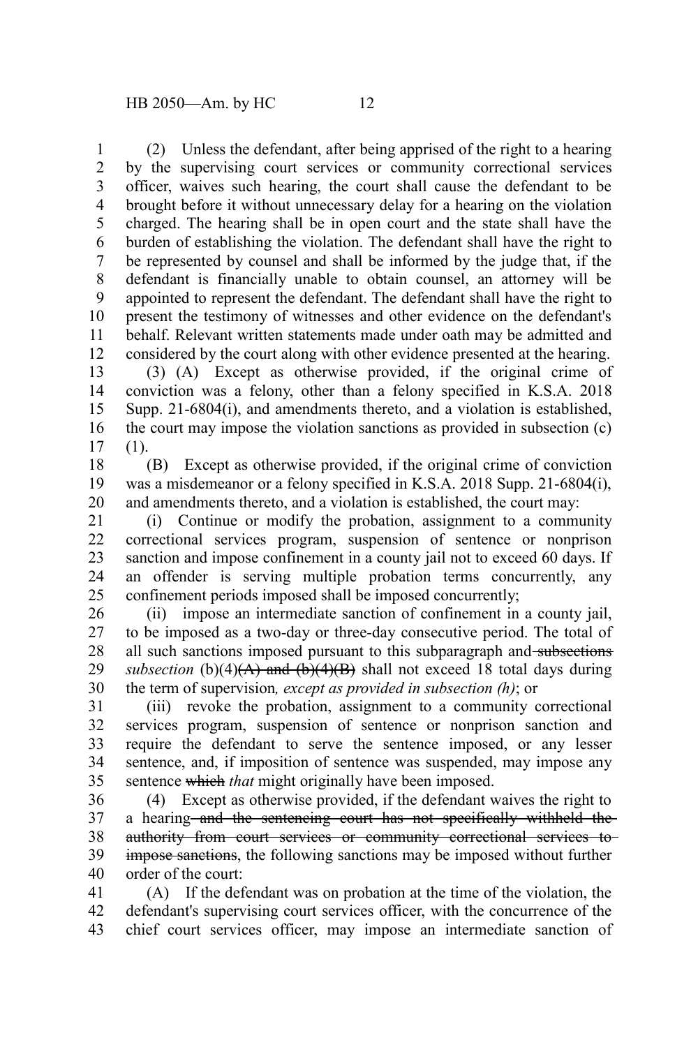(2) Unless the defendant, after being apprised of the right to a hearing by the supervising court services or community correctional services officer, waives such hearing, the court shall cause the defendant to be brought before it without unnecessary delay for a hearing on the violation charged. The hearing shall be in open court and the state shall have the burden of establishing the violation. The defendant shall have the right to be represented by counsel and shall be informed by the judge that, if the defendant is financially unable to obtain counsel, an attorney will be appointed to represent the defendant. The defendant shall have the right to present the testimony of witnesses and other evidence on the defendant's behalf. Relevant written statements made under oath may be admitted and considered by the court along with other evidence presented at the hearing.

(3) (A) Except as otherwise provided, if the original crime of conviction was a felony, other than a felony specified in K.S.A. 2018 Supp. 21-6804(i), and amendments thereto, and a violation is established, the court may impose the violation sanctions as provided in subsection (c)(1).

(B) Except as otherwise provided, if the original crime of conviction was a misdemeanor or a felony specified in K.S.A. 2018 Supp. 21-6804(i), and amendments thereto, and a violation is established, the court may:

(i) Continue or modify the probation, assignment to a community correctional services program, suspension of sentence or nonprison sanction and impose confinement in a county jail not to exceed 60 days. If an offender is serving multiple probation terms concurrently, any confinement periods imposed shall be imposed concurrently;

(ii) impose an intermediate sanction of confinement in a county jail, to be imposed as a two-day or three-day consecutive period. The total of all such sanctions imposed pursuant to this subparagraph and ~~subsections~~ *subsection* (b)(4)~~(A) and (b)(4)(B)~~ shall not exceed 18 total days during the term of supervision*, except as provided in subsection (h)*; or

(iii) revoke the probation, assignment to a community correctional services program, suspension of sentence or nonprison sanction and require the defendant to serve the sentence imposed, or any lesser sentence, and, if imposition of sentence was suspended, may impose any sentence ~~which~~ *that* might originally have been imposed.

(4) Except as otherwise provided, if the defendant waives the right to a hearing ~~and the sentencing court has not specifically withheld the authority from court services or community correctional services to impose sanctions~~, the following sanctions may be imposed without further order of the court:

(A) If the defendant was on probation at the time of the violation, the defendant's supervising court services officer, with the concurrence of the chief court services officer, may impose an intermediate sanction of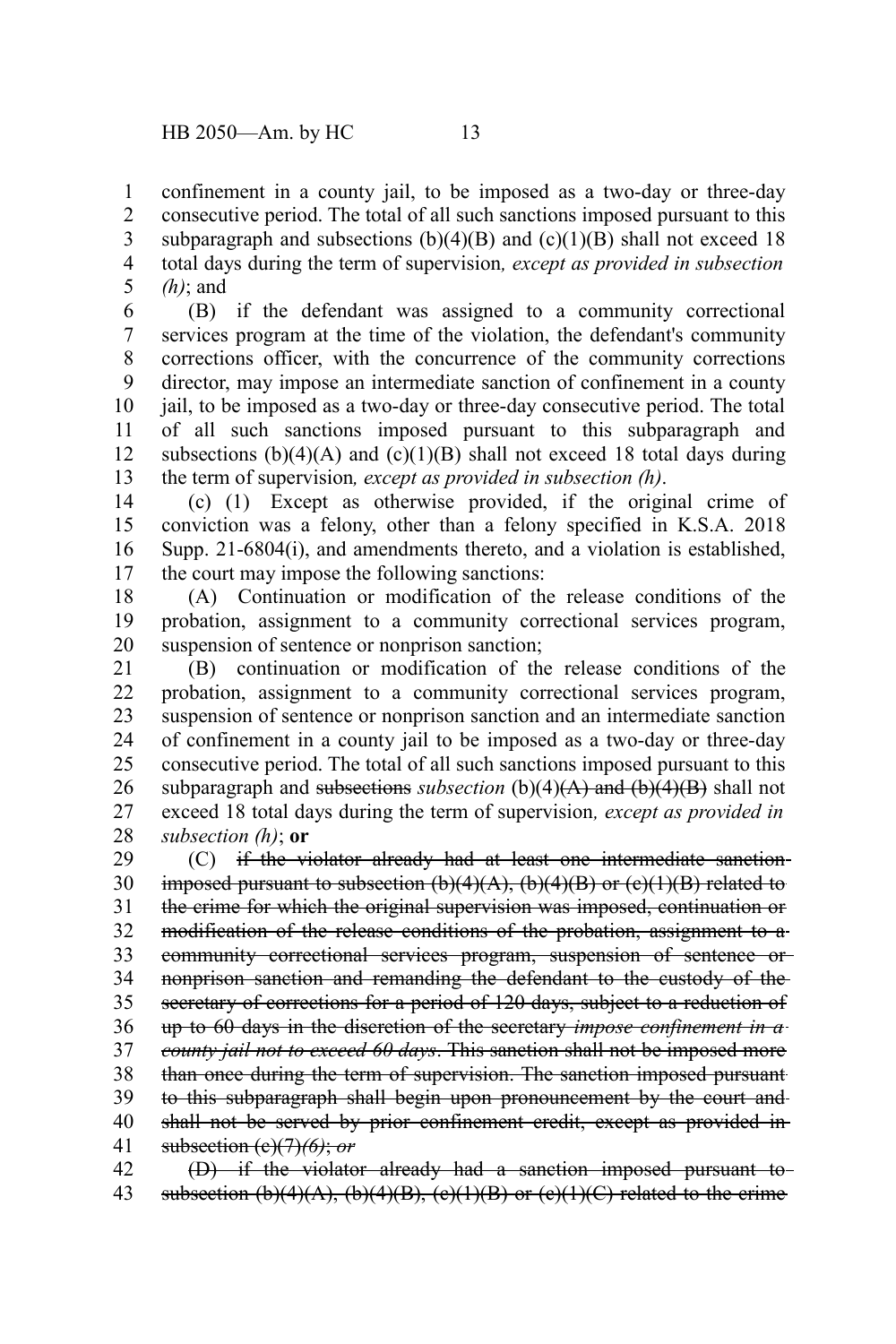confinement in a county jail, to be imposed as a two-day or three-day consecutive period. The total of all such sanctions imposed pursuant to this subparagraph and subsections (b)(4)(B) and (c)(1)(B) shall not exceed 18 total days during the term of supervision*, except as provided in subsection (h)*; and

(B) if the defendant was assigned to a community correctional services program at the time of the violation, the defendant's community corrections officer, with the concurrence of the community corrections director, may impose an intermediate sanction of confinement in a county jail, to be imposed as a two-day or three-day consecutive period. The total of all such sanctions imposed pursuant to this subparagraph and subsections (b)(4)(A) and (c)(1)(B) shall not exceed 18 total days during the term of supervision*, except as provided in subsection (h)*.

(c) (1) Except as otherwise provided, if the original crime of conviction was a felony, other than a felony specified in K.S.A. 2018 Supp. 21-6804(i), and amendments thereto, and a violation is established, the court may impose the following sanctions:

(A) Continuation or modification of the release conditions of the probation, assignment to a community correctional services program, suspension of sentence or nonprison sanction;

(B) continuation or modification of the release conditions of the probation, assignment to a community correctional services program, suspension of sentence or nonprison sanction and an intermediate sanction of confinement in a county jail to be imposed as a two-day or three-day consecutive period. The total of all such sanctions imposed pursuant to this subparagraph and ~~subsections~~ *subsection* (b)(4)~~(A) and (b)(4)(B)~~ shall not exceed 18 total days during the term of supervision*, except as provided in subsection (h)*; **or**

(C) ~~if the violator already had at least one intermediate sanction imposed pursuant to subsection (b)(4)(A), (b)(4)(B) or (c)(1)(B) related to the crime for which the original supervision was imposed, continuation or modification of the release conditions of the probation, assignment to a community correctional services program, suspension of sentence or nonprison sanction and remanding the defendant to the custody of the secretary of corrections for a period of 120 days, subject to a reduction of up to 60 days in the discretion of the secretary~~ ~~*impose confinement in a county jail not to exceed 60 days*~~. ~~This sanction shall not be imposed more than once during the term of supervision. The sanction imposed pursuant to this subparagraph shall begin upon pronouncement by the court and shall not be served by prior confinement credit, except as provided in subsection (c)(7)~~~~*(6)*~~; ~~*or*~~

~~(D) if the violator already had a sanction imposed pursuant to subsection (b)(4)(A), (b)(4)(B), (c)(1)(B) or (c)(1)(C) related to the crime~~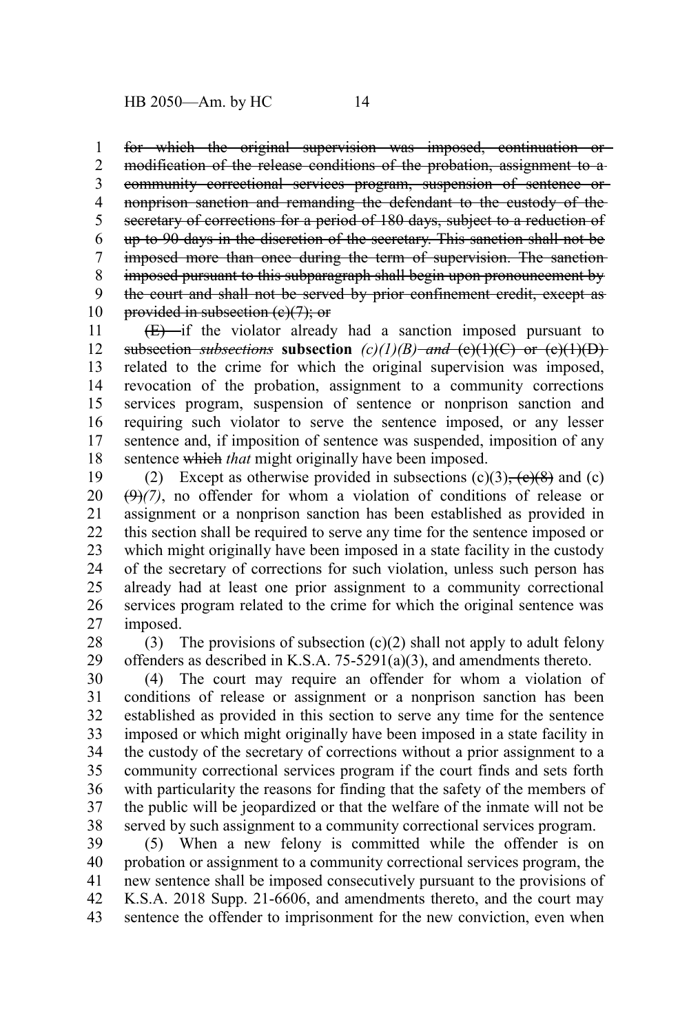~~for which the original supervision was imposed, continuation or modification of the release conditions of the probation, assignment to a community correctional services program, suspension of sentence or nonprison sanction and remanding the defendant to the custody of the secretary of corrections for a period of 180 days, subject to a reduction of up to 90 days in the discretion of the secretary. This sanction shall not be imposed more than once during the term of supervision. The sanction imposed pursuant to this subparagraph shall begin upon pronouncement by the court and shall not be served by prior confinement credit, except as provided in subsection (c)(7); or~~

~~(E)~~ if the violator already had a sanction imposed pursuant to ~~subsection~~ ~~*subsections*~~ **subsection** *(c)(1)(B)* ~~*and*~~ ~~(c)(1)(C) or (c)(1)(D)~~ related to the crime for which the original supervision was imposed, revocation of the probation, assignment to a community corrections services program, suspension of sentence or nonprison sanction and requiring such violator to serve the sentence imposed, or any lesser sentence and, if imposition of sentence was suspended, imposition of any sentence ~~which~~ *that* might originally have been imposed.

(2) Except as otherwise provided in subsections (c)(3)~~, (c)(8)~~ and (c) ~~(9)~~*(7)*, no offender for whom a violation of conditions of release or assignment or a nonprison sanction has been established as provided in this section shall be required to serve any time for the sentence imposed or which might originally have been imposed in a state facility in the custody of the secretary of corrections for such violation, unless such person has already had at least one prior assignment to a community correctional services program related to the crime for which the original sentence was imposed.

(3) The provisions of subsection (c)(2) shall not apply to adult felony offenders as described in K.S.A. 75-5291(a)(3), and amendments thereto.

(4) The court may require an offender for whom a violation of conditions of release or assignment or a nonprison sanction has been established as provided in this section to serve any time for the sentence imposed or which might originally have been imposed in a state facility in the custody of the secretary of corrections without a prior assignment to a community correctional services program if the court finds and sets forth with particularity the reasons for finding that the safety of the members of the public will be jeopardized or that the welfare of the inmate will not be served by such assignment to a community correctional services program.

(5) When a new felony is committed while the offender is on probation or assignment to a community correctional services program, the new sentence shall be imposed consecutively pursuant to the provisions of K.S.A. 2018 Supp. 21-6606, and amendments thereto, and the court may sentence the offender to imprisonment for the new conviction, even when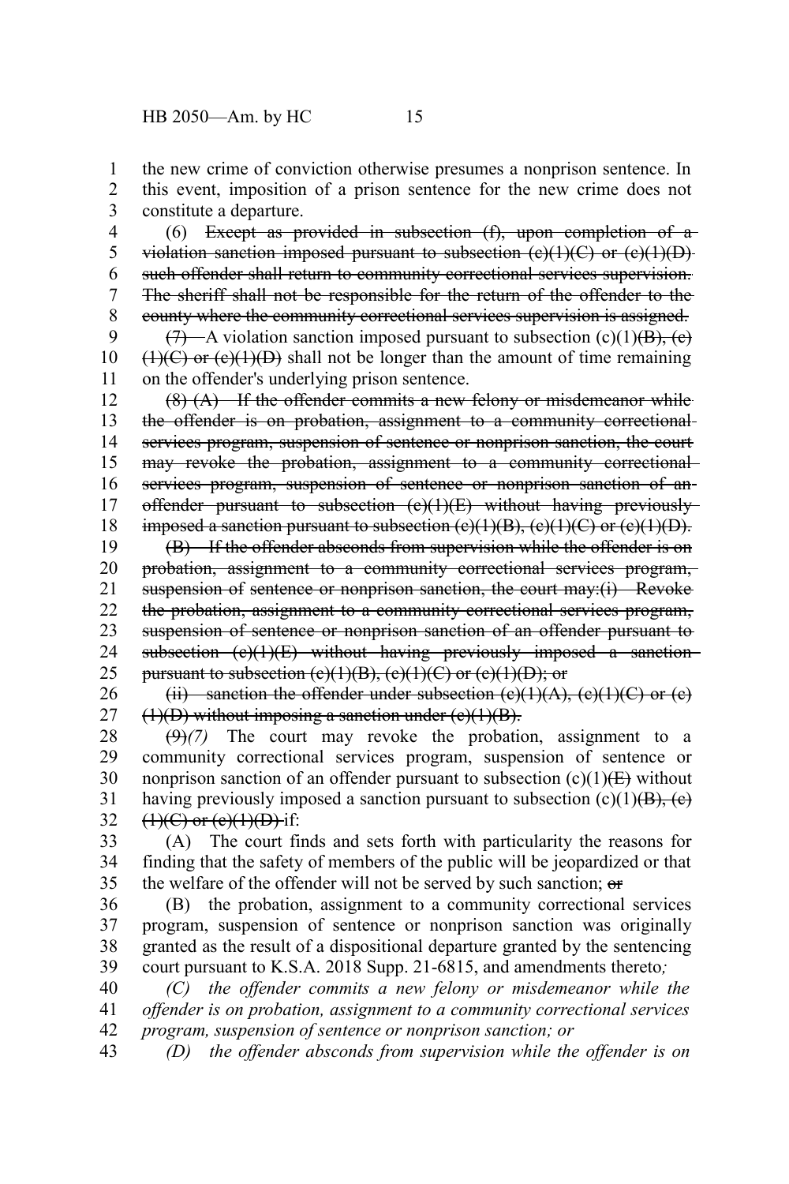the new crime of conviction otherwise presumes a nonprison sentence. In this event, imposition of a prison sentence for the new crime does not constitute a departure.

(6) ~~Except as provided in subsection (f), upon completion of a violation sanction imposed pursuant to subsection (c)(1)(C) or (c)(1)(D) such offender shall return to community correctional services supervision. The sheriff shall not be responsible for the return of the offender to the county where the community correctional services supervision is assigned.~~

~~(7)~~ A violation sanction imposed pursuant to subsection (c)(1)~~(B), (c)(1)(C) or (c)(1)(D)~~ shall not be longer than the amount of time remaining on the offender's underlying prison sentence.

~~(8) (A) If the offender commits a new felony or misdemeanor while the offender is on probation, assignment to a community correctional services program, suspension of sentence or nonprison sanction, the court may revoke the probation, assignment to a community correctional services program, suspension of sentence or nonprison sanction of an offender pursuant to subsection (c)(1)(E) without having previously imposed a sanction pursuant to subsection (c)(1)(B), (c)(1)(C) or (c)(1)(D).~~

~~(B) If the offender absconds from supervision while the offender is on probation, assignment to a community correctional services program, suspension of sentence or nonprison sanction, the court may:(i) Revoke the probation, assignment to a community correctional services program, suspension of sentence or nonprison sanction of an offender pursuant to subsection (c)(1)(E) without having previously imposed a sanction pursuant to subsection (c)(1)(B), (c)(1)(C) or (c)(1)(D); or~~

~~(ii) sanction the offender under subsection (c)(1)(A), (c)(1)(C) or (c)(1)(D) without imposing a sanction under (c)(1)(B).~~

~~(9)~~*(7)* The court may revoke the probation, assignment to a community correctional services program, suspension of sentence or nonprison sanction of an offender pursuant to subsection (c)(1)~~(E)~~ without having previously imposed a sanction pursuant to subsection (c)(1)~~(B), (c)(1)(C) or (c)(1)(D)~~ if:

(A) The court finds and sets forth with particularity the reasons for finding that the safety of members of the public will be jeopardized or that the welfare of the offender will not be served by such sanction; ~~or~~

(B) the probation, assignment to a community correctional services program, suspension of sentence or nonprison sanction was originally granted as the result of a dispositional departure granted by the sentencing court pursuant to K.S.A. 2018 Supp. 21-6815, and amendments thereto*;*

*(C) the offender commits a new felony or misdemeanor while the offender is on probation, assignment to a community correctional services program, suspension of sentence or nonprison sanction; or*

*(D) the offender absconds from supervision while the offender is on*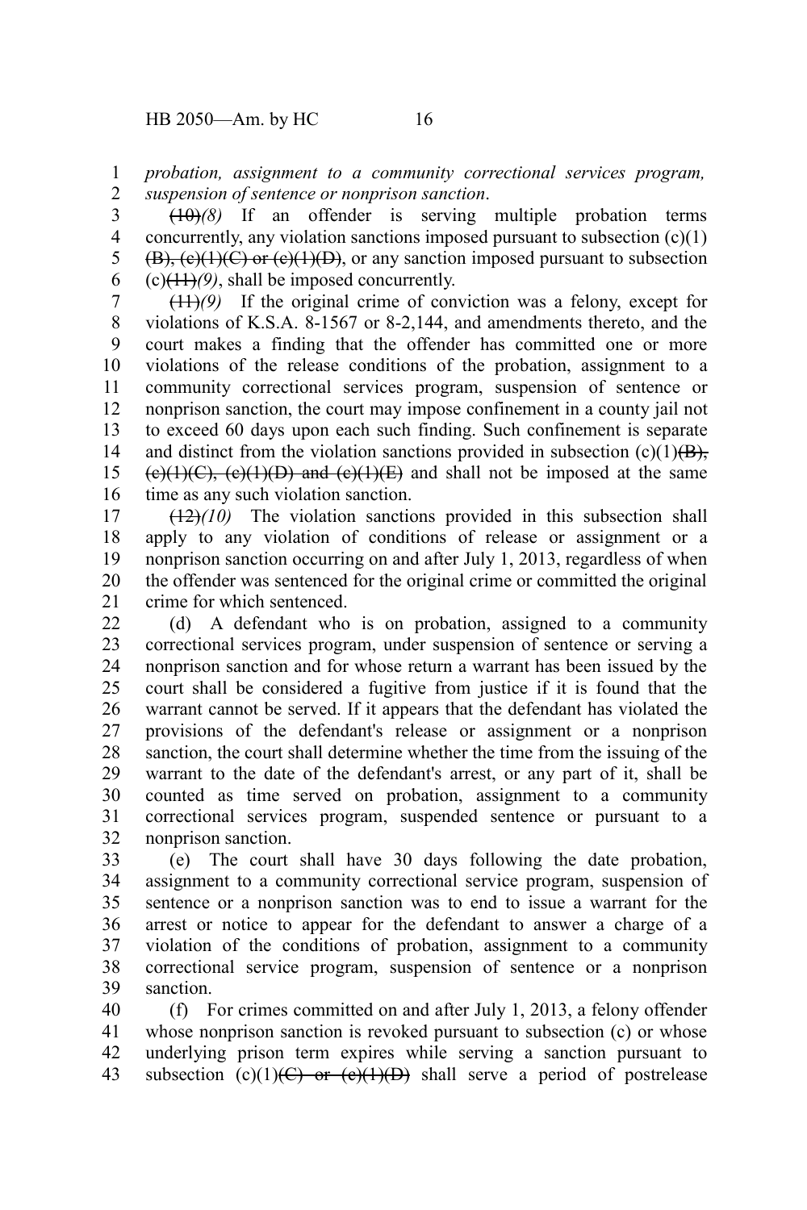*probation, assignment to a community correctional services program, suspension of sentence or nonprison sanction*.

~~(10)~~*(8)* If an offender is serving multiple probation terms concurrently, any violation sanctions imposed pursuant to subsection (c)(1) ~~(B), (c)(1)(C) or (c)(1)(D)~~, or any sanction imposed pursuant to subsection (c)~~(11)~~*(9)*, shall be imposed concurrently.

~~(11)~~*(9)* If the original crime of conviction was a felony, except for violations of K.S.A. 8-1567 or 8-2,144, and amendments thereto, and the court makes a finding that the offender has committed one or more violations of the release conditions of the probation, assignment to a community correctional services program, suspension of sentence or nonprison sanction, the court may impose confinement in a county jail not to exceed 60 days upon each such finding. Such confinement is separate and distinct from the violation sanctions provided in subsection (c)(1)~~(B), (c)(1)(C), (c)(1)(D) and (c)(1)(E)~~ and shall not be imposed at the same time as any such violation sanction.

~~(12)~~*(10)* The violation sanctions provided in this subsection shall apply to any violation of conditions of release or assignment or a nonprison sanction occurring on and after July 1, 2013, regardless of when the offender was sentenced for the original crime or committed the original crime for which sentenced.

(d) A defendant who is on probation, assigned to a community correctional services program, under suspension of sentence or serving a nonprison sanction and for whose return a warrant has been issued by the court shall be considered a fugitive from justice if it is found that the warrant cannot be served. If it appears that the defendant has violated the provisions of the defendant's release or assignment or a nonprison sanction, the court shall determine whether the time from the issuing of the warrant to the date of the defendant's arrest, or any part of it, shall be counted as time served on probation, assignment to a community correctional services program, suspended sentence or pursuant to a nonprison sanction.

(e) The court shall have 30 days following the date probation, assignment to a community correctional service program, suspension of sentence or a nonprison sanction was to end to issue a warrant for the arrest or notice to appear for the defendant to answer a charge of a violation of the conditions of probation, assignment to a community correctional service program, suspension of sentence or a nonprison sanction.

(f) For crimes committed on and after July 1, 2013, a felony offender whose nonprison sanction is revoked pursuant to subsection (c) or whose underlying prison term expires while serving a sanction pursuant to subsection (c)(1)~~(C) or (c)(1)(D)~~ shall serve a period of postrelease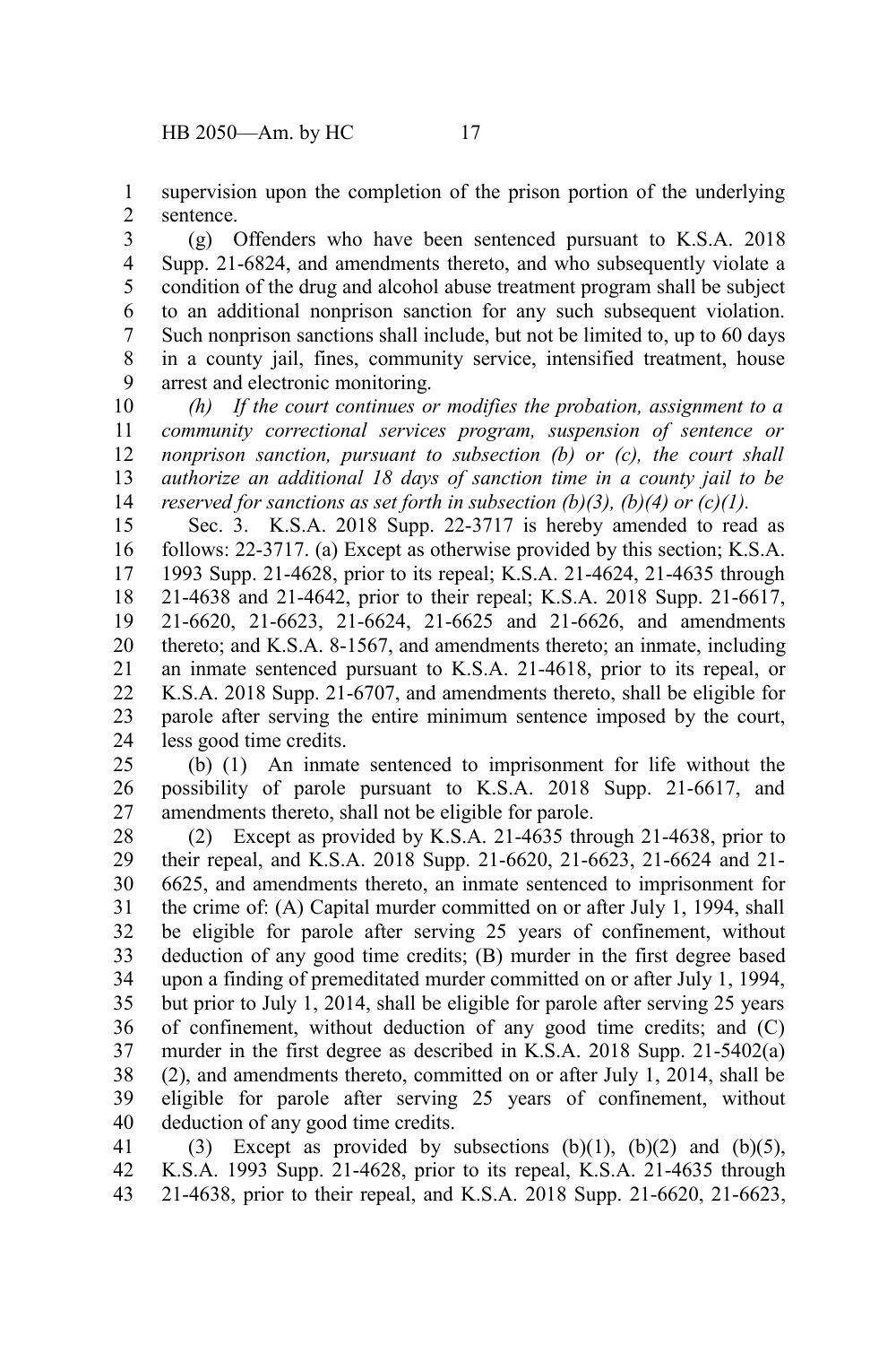supervision upon the completion of the prison portion of the underlying sentence.

(g) Offenders who have been sentenced pursuant to K.S.A. 2018 Supp. 21-6824, and amendments thereto, and who subsequently violate a condition of the drug and alcohol abuse treatment program shall be subject to an additional nonprison sanction for any such subsequent violation. Such nonprison sanctions shall include, but not be limited to, up to 60 days in a county jail, fines, community service, intensified treatment, house arrest and electronic monitoring.

*(h) If the court continues or modifies the probation, assignment to a community correctional services program, suspension of sentence or nonprison sanction, pursuant to subsection (b) or (c), the court shall authorize an additional 18 days of sanction time in a county jail to be reserved for sanctions as set forth in subsection (b)(3), (b)(4) or (c)(1).*

Sec. 3. K.S.A. 2018 Supp. 22-3717 is hereby amended to read as follows: 22-3717. (a) Except as otherwise provided by this section; K.S.A. 1993 Supp. 21-4628, prior to its repeal; K.S.A. 21-4624, 21-4635 through 21-4638 and 21-4642, prior to their repeal; K.S.A. 2018 Supp. 21-6617, 21-6620, 21-6623, 21-6624, 21-6625 and 21-6626, and amendments thereto; and K.S.A. 8-1567, and amendments thereto; an inmate, including an inmate sentenced pursuant to K.S.A. 21-4618, prior to its repeal, or K.S.A. 2018 Supp. 21-6707, and amendments thereto, shall be eligible for parole after serving the entire minimum sentence imposed by the court, less good time credits.

(b) (1) An inmate sentenced to imprisonment for life without the possibility of parole pursuant to K.S.A. 2018 Supp. 21-6617, and amendments thereto, shall not be eligible for parole.

(2) Except as provided by K.S.A. 21-4635 through 21-4638, prior to their repeal, and K.S.A. 2018 Supp. 21-6620, 21-6623, 21-6624 and 21-6625, and amendments thereto, an inmate sentenced to imprisonment for the crime of: (A) Capital murder committed on or after July 1, 1994, shall be eligible for parole after serving 25 years of confinement, without deduction of any good time credits; (B) murder in the first degree based upon a finding of premeditated murder committed on or after July 1, 1994, but prior to July 1, 2014, shall be eligible for parole after serving 25 years of confinement, without deduction of any good time credits; and (C) murder in the first degree as described in K.S.A. 2018 Supp. 21-5402(a)(2), and amendments thereto, committed on or after July 1, 2014, shall be eligible for parole after serving 25 years of confinement, without deduction of any good time credits.

(3) Except as provided by subsections (b)(1), (b)(2) and (b)(5), K.S.A. 1993 Supp. 21-4628, prior to its repeal, K.S.A. 21-4635 through 21-4638, prior to their repeal, and K.S.A. 2018 Supp. 21-6620, 21-6623,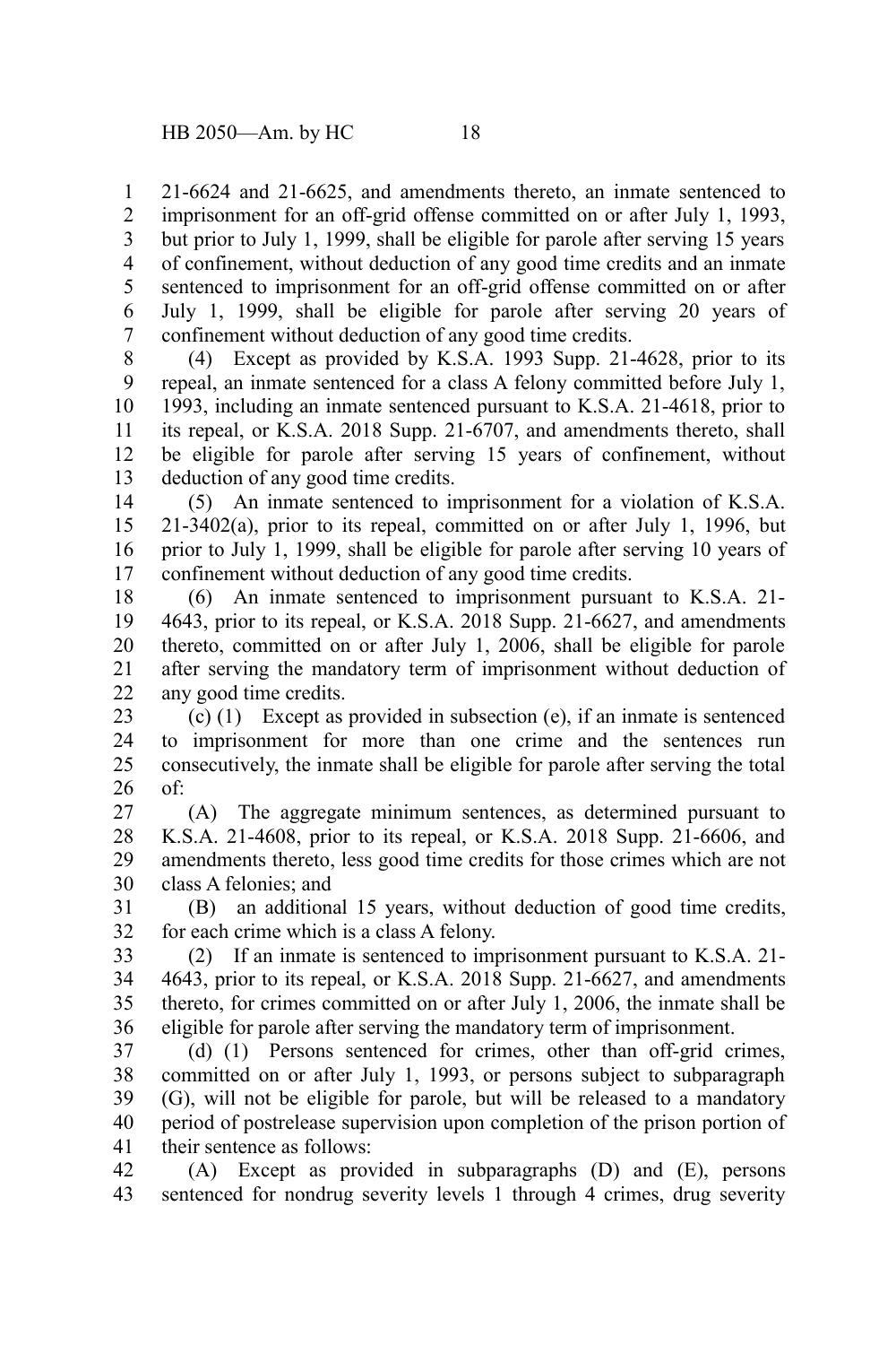21-6624 and 21-6625, and amendments thereto, an inmate sentenced to imprisonment for an off-grid offense committed on or after July 1, 1993, but prior to July 1, 1999, shall be eligible for parole after serving 15 years of confinement, without deduction of any good time credits and an inmate sentenced to imprisonment for an off-grid offense committed on or after July 1, 1999, shall be eligible for parole after serving 20 years of confinement without deduction of any good time credits.

(4) Except as provided by K.S.A. 1993 Supp. 21-4628, prior to its repeal, an inmate sentenced for a class A felony committed before July 1, 1993, including an inmate sentenced pursuant to K.S.A. 21-4618, prior to its repeal, or K.S.A. 2018 Supp. 21-6707, and amendments thereto, shall be eligible for parole after serving 15 years of confinement, without deduction of any good time credits.

(5) An inmate sentenced to imprisonment for a violation of K.S.A. 21-3402(a), prior to its repeal, committed on or after July 1, 1996, but prior to July 1, 1999, shall be eligible for parole after serving 10 years of confinement without deduction of any good time credits.

(6) An inmate sentenced to imprisonment pursuant to K.S.A. 21-4643, prior to its repeal, or K.S.A. 2018 Supp. 21-6627, and amendments thereto, committed on or after July 1, 2006, shall be eligible for parole after serving the mandatory term of imprisonment without deduction of any good time credits.

(c) (1) Except as provided in subsection (e), if an inmate is sentenced to imprisonment for more than one crime and the sentences run consecutively, the inmate shall be eligible for parole after serving the total of:

(A) The aggregate minimum sentences, as determined pursuant to K.S.A. 21-4608, prior to its repeal, or K.S.A. 2018 Supp. 21-6606, and amendments thereto, less good time credits for those crimes which are not class A felonies; and

(B) an additional 15 years, without deduction of good time credits, for each crime which is a class A felony.

(2) If an inmate is sentenced to imprisonment pursuant to K.S.A. 21-4643, prior to its repeal, or K.S.A. 2018 Supp. 21-6627, and amendments thereto, for crimes committed on or after July 1, 2006, the inmate shall be eligible for parole after serving the mandatory term of imprisonment.

(d) (1) Persons sentenced for crimes, other than off-grid crimes, committed on or after July 1, 1993, or persons subject to subparagraph (G), will not be eligible for parole, but will be released to a mandatory period of postrelease supervision upon completion of the prison portion of their sentence as follows:

(A) Except as provided in subparagraphs (D) and (E), persons sentenced for nondrug severity levels 1 through 4 crimes, drug severity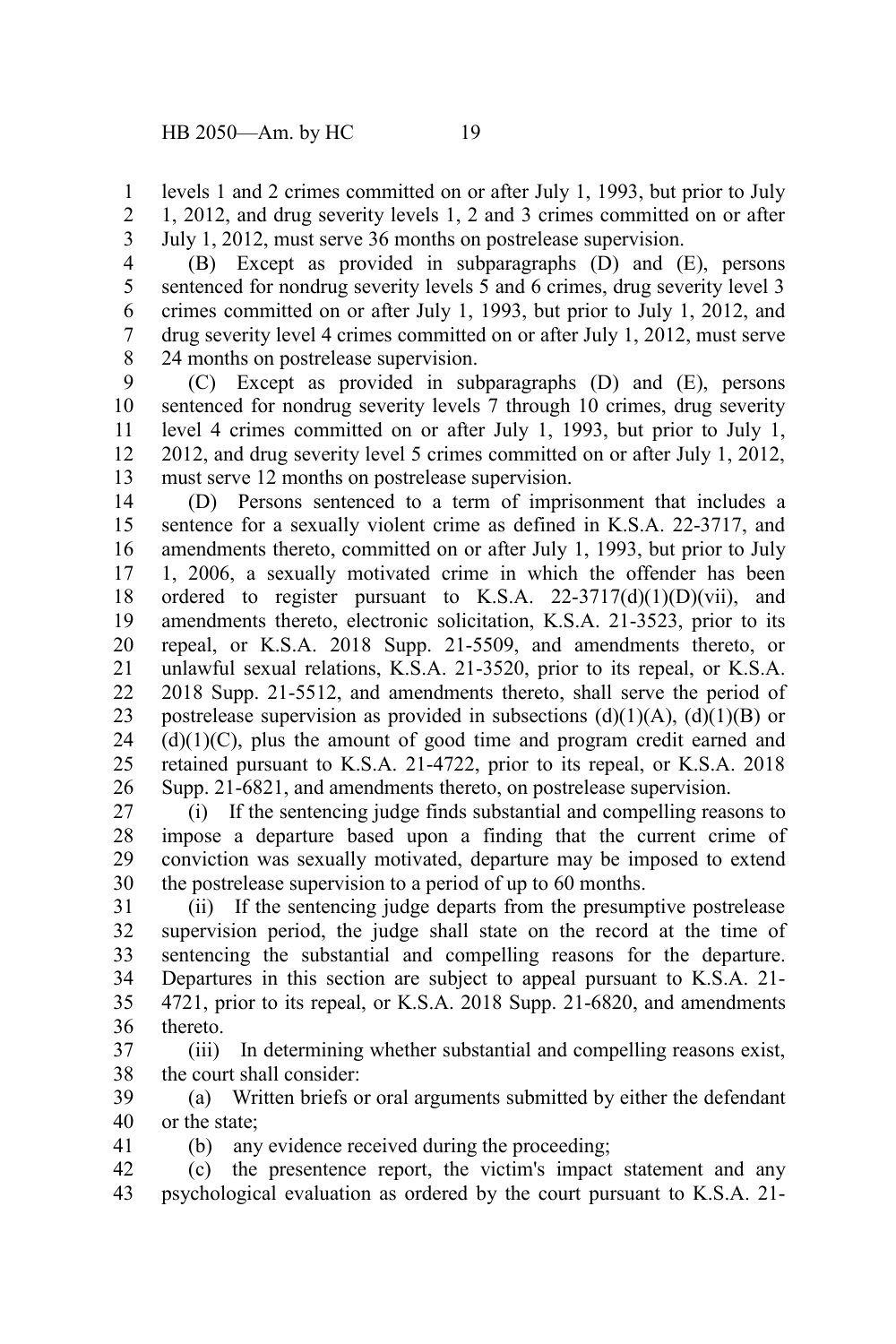levels 1 and 2 crimes committed on or after July 1, 1993, but prior to July 1, 2012, and drug severity levels 1, 2 and 3 crimes committed on or after July 1, 2012, must serve 36 months on postrelease supervision.

(B) Except as provided in subparagraphs (D) and (E), persons sentenced for nondrug severity levels 5 and 6 crimes, drug severity level 3 crimes committed on or after July 1, 1993, but prior to July 1, 2012, and drug severity level 4 crimes committed on or after July 1, 2012, must serve 24 months on postrelease supervision.

(C) Except as provided in subparagraphs (D) and (E), persons sentenced for nondrug severity levels 7 through 10 crimes, drug severity level 4 crimes committed on or after July 1, 1993, but prior to July 1, 2012, and drug severity level 5 crimes committed on or after July 1, 2012, must serve 12 months on postrelease supervision.

(D) Persons sentenced to a term of imprisonment that includes a sentence for a sexually violent crime as defined in K.S.A. 22-3717, and amendments thereto, committed on or after July 1, 1993, but prior to July 1, 2006, a sexually motivated crime in which the offender has been ordered to register pursuant to K.S.A. 22-3717(d)(1)(D)(vii), and amendments thereto, electronic solicitation, K.S.A. 21-3523, prior to its repeal, or K.S.A. 2018 Supp. 21-5509, and amendments thereto, or unlawful sexual relations, K.S.A. 21-3520, prior to its repeal, or K.S.A. 2018 Supp. 21-5512, and amendments thereto, shall serve the period of postrelease supervision as provided in subsections (d)(1)(A), (d)(1)(B) or (d)(1)(C), plus the amount of good time and program credit earned and retained pursuant to K.S.A. 21-4722, prior to its repeal, or K.S.A. 2018 Supp. 21-6821, and amendments thereto, on postrelease supervision.

(i) If the sentencing judge finds substantial and compelling reasons to impose a departure based upon a finding that the current crime of conviction was sexually motivated, departure may be imposed to extend the postrelease supervision to a period of up to 60 months.

(ii) If the sentencing judge departs from the presumptive postrelease supervision period, the judge shall state on the record at the time of sentencing the substantial and compelling reasons for the departure. Departures in this section are subject to appeal pursuant to K.S.A. 21-4721, prior to its repeal, or K.S.A. 2018 Supp. 21-6820, and amendments thereto.

(iii) In determining whether substantial and compelling reasons exist, the court shall consider:

(a) Written briefs or oral arguments submitted by either the defendant or the state;

(b) any evidence received during the proceeding;

(c) the presentence report, the victim's impact statement and any psychological evaluation as ordered by the court pursuant to K.S.A. 21-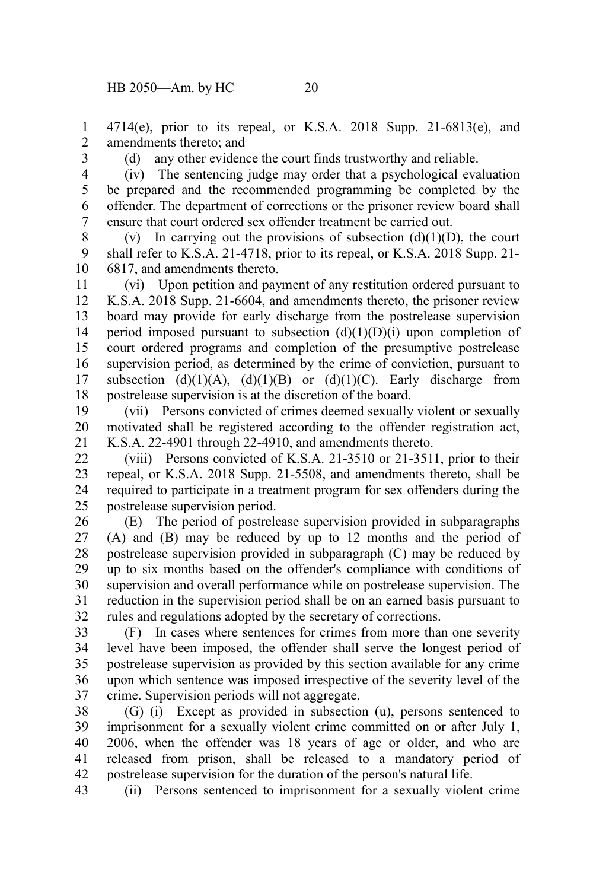4714(e), prior to its repeal, or K.S.A. 2018 Supp. 21-6813(e), and amendments thereto; and

(d) any other evidence the court finds trustworthy and reliable.

(iv) The sentencing judge may order that a psychological evaluation be prepared and the recommended programming be completed by the offender. The department of corrections or the prisoner review board shall ensure that court ordered sex offender treatment be carried out.

(v) In carrying out the provisions of subsection (d)(1)(D), the court shall refer to K.S.A. 21-4718, prior to its repeal, or K.S.A. 2018 Supp. 21-6817, and amendments thereto.

(vi) Upon petition and payment of any restitution ordered pursuant to K.S.A. 2018 Supp. 21-6604, and amendments thereto, the prisoner review board may provide for early discharge from the postrelease supervision period imposed pursuant to subsection (d)(1)(D)(i) upon completion of court ordered programs and completion of the presumptive postrelease supervision period, as determined by the crime of conviction, pursuant to subsection (d)(1)(A), (d)(1)(B) or (d)(1)(C). Early discharge from postrelease supervision is at the discretion of the board.

(vii) Persons convicted of crimes deemed sexually violent or sexually motivated shall be registered according to the offender registration act, K.S.A. 22-4901 through 22-4910, and amendments thereto.

(viii) Persons convicted of K.S.A. 21-3510 or 21-3511, prior to their repeal, or K.S.A. 2018 Supp. 21-5508, and amendments thereto, shall be required to participate in a treatment program for sex offenders during the postrelease supervision period.

(E) The period of postrelease supervision provided in subparagraphs (A) and (B) may be reduced by up to 12 months and the period of postrelease supervision provided in subparagraph (C) may be reduced by up to six months based on the offender's compliance with conditions of supervision and overall performance while on postrelease supervision. The reduction in the supervision period shall be on an earned basis pursuant to rules and regulations adopted by the secretary of corrections.

(F) In cases where sentences for crimes from more than one severity level have been imposed, the offender shall serve the longest period of postrelease supervision as provided by this section available for any crime upon which sentence was imposed irrespective of the severity level of the crime. Supervision periods will not aggregate.

(G) (i) Except as provided in subsection (u), persons sentenced to imprisonment for a sexually violent crime committed on or after July 1, 2006, when the offender was 18 years of age or older, and who are released from prison, shall be released to a mandatory period of postrelease supervision for the duration of the person's natural life.

(ii) Persons sentenced to imprisonment for a sexually violent crime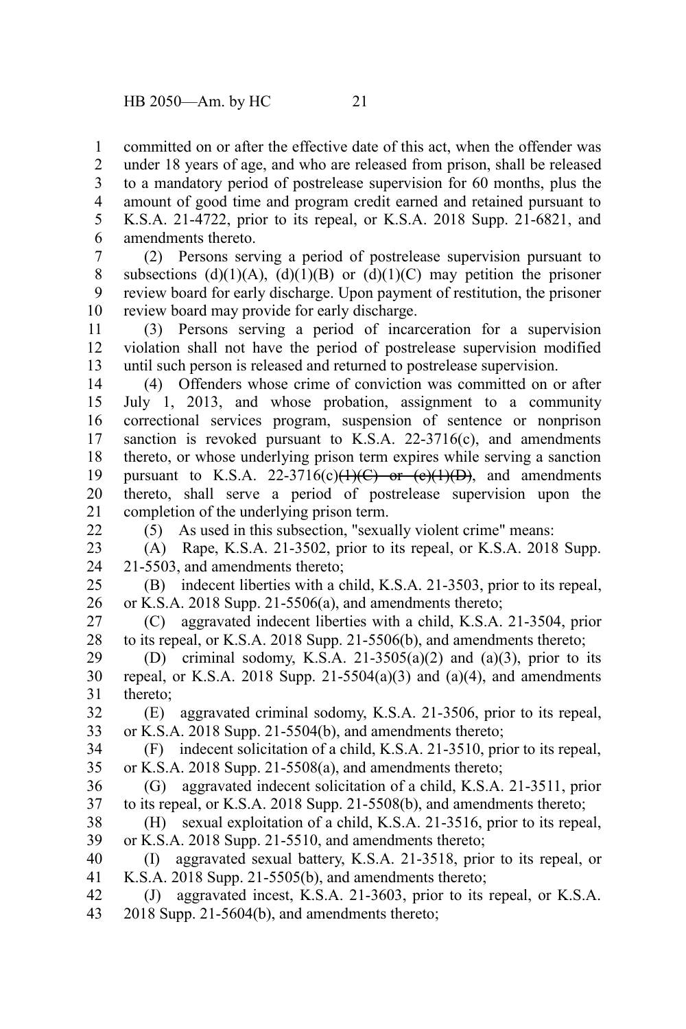committed on or after the effective date of this act, when the offender was under 18 years of age, and who are released from prison, shall be released to a mandatory period of postrelease supervision for 60 months, plus the amount of good time and program credit earned and retained pursuant to K.S.A. 21-4722, prior to its repeal, or K.S.A. 2018 Supp. 21-6821, and amendments thereto.

(2) Persons serving a period of postrelease supervision pursuant to subsections (d)(1)(A), (d)(1)(B) or (d)(1)(C) may petition the prisoner review board for early discharge. Upon payment of restitution, the prisoner review board may provide for early discharge.

(3) Persons serving a period of incarceration for a supervision violation shall not have the period of postrelease supervision modified until such person is released and returned to postrelease supervision.

(4) Offenders whose crime of conviction was committed on or after July 1, 2013, and whose probation, assignment to a community correctional services program, suspension of sentence or nonprison sanction is revoked pursuant to K.S.A. 22-3716(c), and amendments thereto, or whose underlying prison term expires while serving a sanction pursuant to K.S.A. 22-3716(c)~~(1)(C) or (c)(1)(D)~~, and amendments thereto, shall serve a period of postrelease supervision upon the completion of the underlying prison term.

(5) As used in this subsection, "sexually violent crime" means:

(A) Rape, K.S.A. 21-3502, prior to its repeal, or K.S.A. 2018 Supp. 21-5503, and amendments thereto;

(B) indecent liberties with a child, K.S.A. 21-3503, prior to its repeal, or K.S.A. 2018 Supp. 21-5506(a), and amendments thereto;

(C) aggravated indecent liberties with a child, K.S.A. 21-3504, prior to its repeal, or K.S.A. 2018 Supp. 21-5506(b), and amendments thereto;

(D) criminal sodomy, K.S.A. 21-3505(a)(2) and (a)(3), prior to its repeal, or K.S.A. 2018 Supp. 21-5504(a)(3) and (a)(4), and amendments thereto;

(E) aggravated criminal sodomy, K.S.A. 21-3506, prior to its repeal, or K.S.A. 2018 Supp. 21-5504(b), and amendments thereto;

(F) indecent solicitation of a child, K.S.A. 21-3510, prior to its repeal, or K.S.A. 2018 Supp. 21-5508(a), and amendments thereto;

(G) aggravated indecent solicitation of a child, K.S.A. 21-3511, prior to its repeal, or K.S.A. 2018 Supp. 21-5508(b), and amendments thereto;

(H) sexual exploitation of a child, K.S.A. 21-3516, prior to its repeal, or K.S.A. 2018 Supp. 21-5510, and amendments thereto;

(I) aggravated sexual battery, K.S.A. 21-3518, prior to its repeal, or K.S.A. 2018 Supp. 21-5505(b), and amendments thereto;

(J) aggravated incest, K.S.A. 21-3603, prior to its repeal, or K.S.A. 2018 Supp. 21-5604(b), and amendments thereto;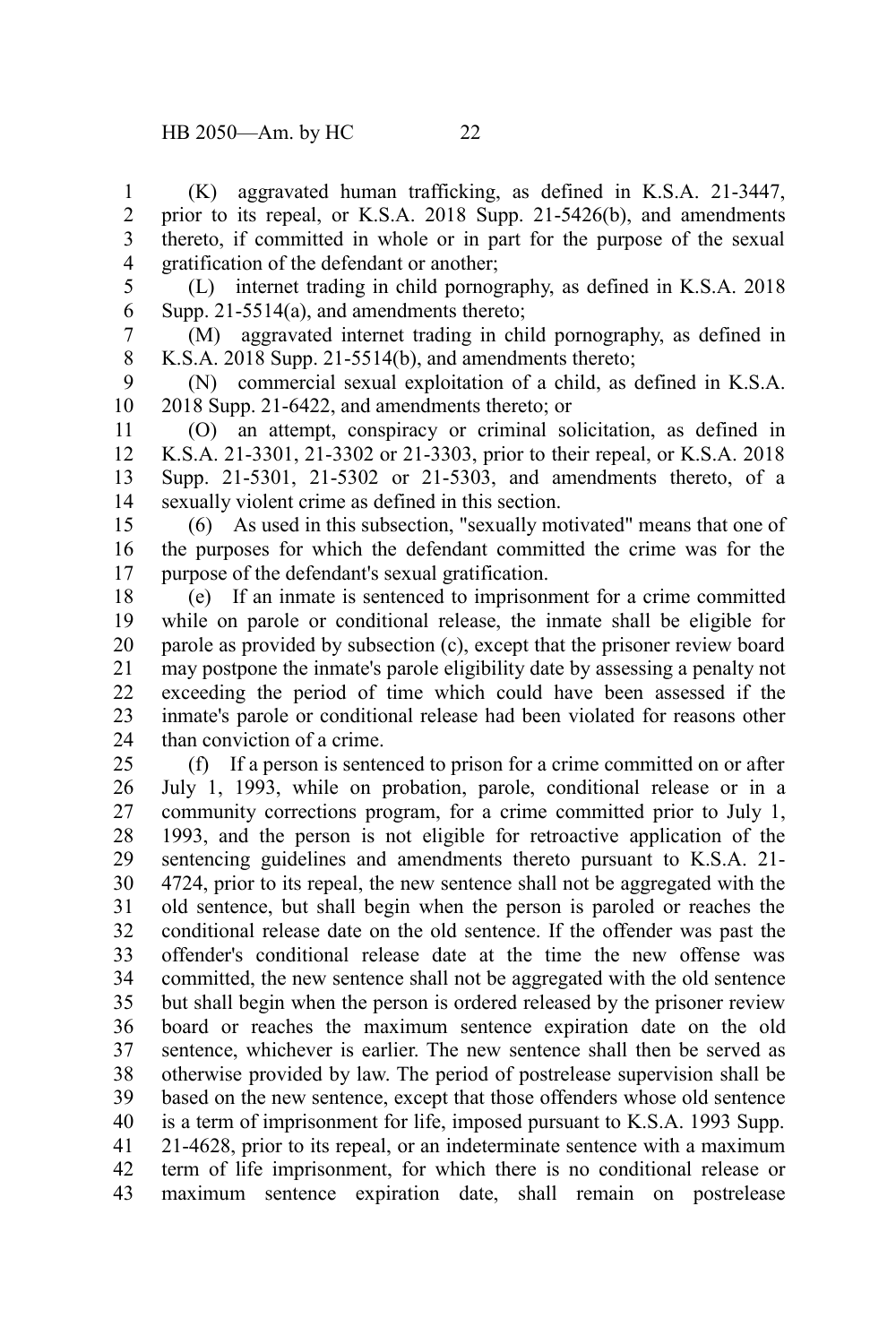(K) aggravated human trafficking, as defined in K.S.A. 21-3447, prior to its repeal, or K.S.A. 2018 Supp. 21-5426(b), and amendments thereto, if committed in whole or in part for the purpose of the sexual gratification of the defendant or another;

(L) internet trading in child pornography, as defined in K.S.A. 2018 Supp. 21-5514(a), and amendments thereto;

(M) aggravated internet trading in child pornography, as defined in K.S.A. 2018 Supp. 21-5514(b), and amendments thereto;

(N) commercial sexual exploitation of a child, as defined in K.S.A. 2018 Supp. 21-6422, and amendments thereto; or

(O) an attempt, conspiracy or criminal solicitation, as defined in K.S.A. 21-3301, 21-3302 or 21-3303, prior to their repeal, or K.S.A. 2018 Supp. 21-5301, 21-5302 or 21-5303, and amendments thereto, of a sexually violent crime as defined in this section.

(6) As used in this subsection, "sexually motivated" means that one of the purposes for which the defendant committed the crime was for the purpose of the defendant's sexual gratification.

(e) If an inmate is sentenced to imprisonment for a crime committed while on parole or conditional release, the inmate shall be eligible for parole as provided by subsection (c), except that the prisoner review board may postpone the inmate's parole eligibility date by assessing a penalty not exceeding the period of time which could have been assessed if the inmate's parole or conditional release had been violated for reasons other than conviction of a crime.

(f) If a person is sentenced to prison for a crime committed on or after July 1, 1993, while on probation, parole, conditional release or in a community corrections program, for a crime committed prior to July 1, 1993, and the person is not eligible for retroactive application of the sentencing guidelines and amendments thereto pursuant to K.S.A. 21-4724, prior to its repeal, the new sentence shall not be aggregated with the old sentence, but shall begin when the person is paroled or reaches the conditional release date on the old sentence. If the offender was past the offender's conditional release date at the time the new offense was committed, the new sentence shall not be aggregated with the old sentence but shall begin when the person is ordered released by the prisoner review board or reaches the maximum sentence expiration date on the old sentence, whichever is earlier. The new sentence shall then be served as otherwise provided by law. The period of postrelease supervision shall be based on the new sentence, except that those offenders whose old sentence is a term of imprisonment for life, imposed pursuant to K.S.A. 1993 Supp. 21-4628, prior to its repeal, or an indeterminate sentence with a maximum term of life imprisonment, for which there is no conditional release or maximum sentence expiration date, shall remain on postrelease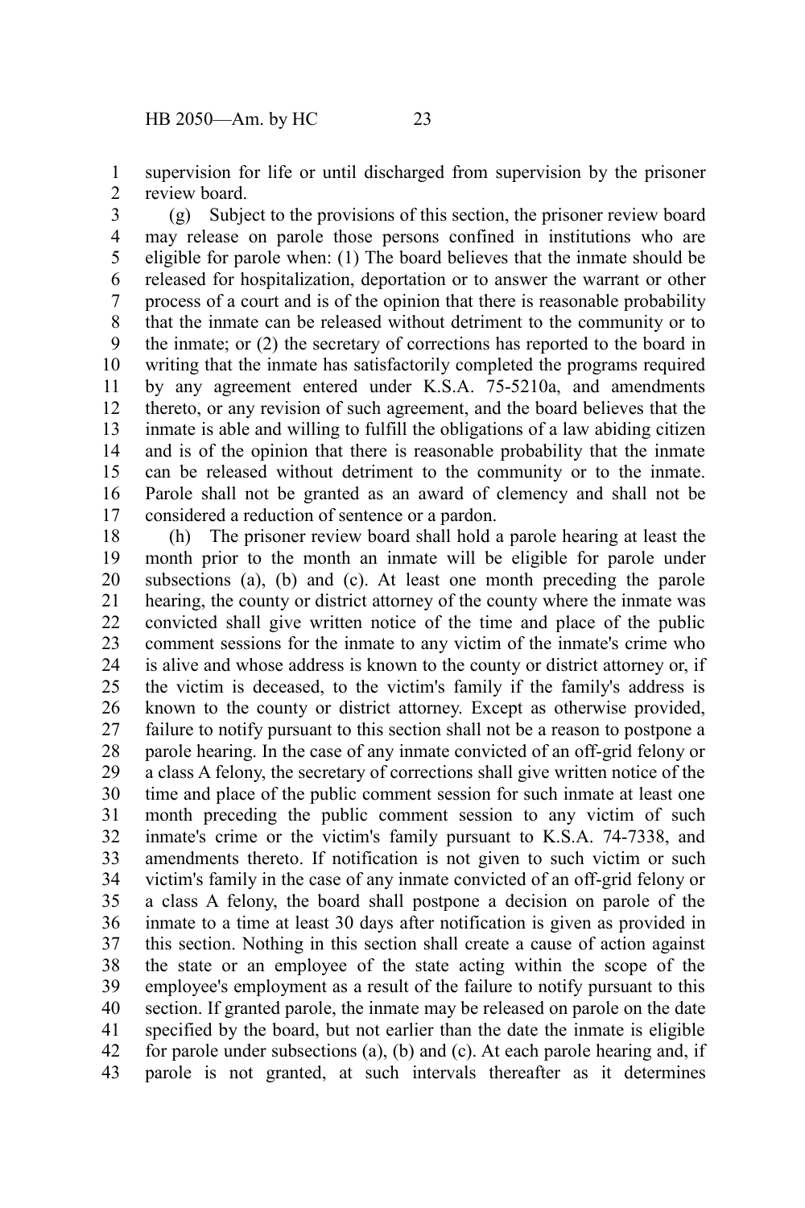supervision for life or until discharged from supervision by the prisoner review board.

(g) Subject to the provisions of this section, the prisoner review board may release on parole those persons confined in institutions who are eligible for parole when: (1) The board believes that the inmate should be released for hospitalization, deportation or to answer the warrant or other process of a court and is of the opinion that there is reasonable probability that the inmate can be released without detriment to the community or to the inmate; or (2) the secretary of corrections has reported to the board in writing that the inmate has satisfactorily completed the programs required by any agreement entered under K.S.A. 75-5210a, and amendments thereto, or any revision of such agreement, and the board believes that the inmate is able and willing to fulfill the obligations of a law abiding citizen and is of the opinion that there is reasonable probability that the inmate can be released without detriment to the community or to the inmate. Parole shall not be granted as an award of clemency and shall not be considered a reduction of sentence or a pardon.

(h) The prisoner review board shall hold a parole hearing at least the month prior to the month an inmate will be eligible for parole under subsections (a), (b) and (c). At least one month preceding the parole hearing, the county or district attorney of the county where the inmate was convicted shall give written notice of the time and place of the public comment sessions for the inmate to any victim of the inmate's crime who is alive and whose address is known to the county or district attorney or, if the victim is deceased, to the victim's family if the family's address is known to the county or district attorney. Except as otherwise provided, failure to notify pursuant to this section shall not be a reason to postpone a parole hearing. In the case of any inmate convicted of an off-grid felony or a class A felony, the secretary of corrections shall give written notice of the time and place of the public comment session for such inmate at least one month preceding the public comment session to any victim of such inmate's crime or the victim's family pursuant to K.S.A. 74-7338, and amendments thereto. If notification is not given to such victim or such victim's family in the case of any inmate convicted of an off-grid felony or a class A felony, the board shall postpone a decision on parole of the inmate to a time at least 30 days after notification is given as provided in this section. Nothing in this section shall create a cause of action against the state or an employee of the state acting within the scope of the employee's employment as a result of the failure to notify pursuant to this section. If granted parole, the inmate may be released on parole on the date specified by the board, but not earlier than the date the inmate is eligible for parole under subsections (a), (b) and (c). At each parole hearing and, if parole is not granted, at such intervals thereafter as it determines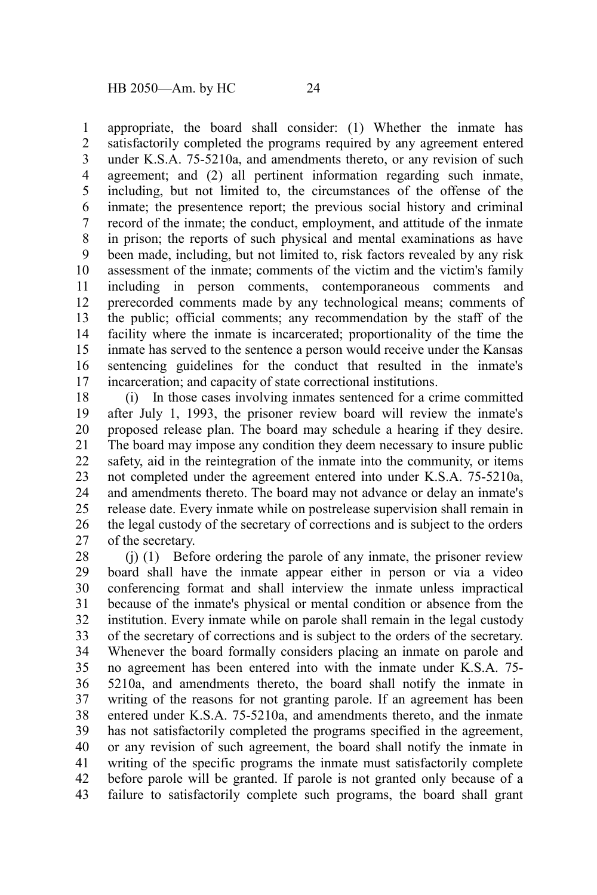appropriate, the board shall consider: (1) Whether the inmate has satisfactorily completed the programs required by any agreement entered under K.S.A. 75-5210a, and amendments thereto, or any revision of such agreement; and (2) all pertinent information regarding such inmate, including, but not limited to, the circumstances of the offense of the inmate; the presentence report; the previous social history and criminal record of the inmate; the conduct, employment, and attitude of the inmate in prison; the reports of such physical and mental examinations as have been made, including, but not limited to, risk factors revealed by any risk assessment of the inmate; comments of the victim and the victim's family including in person comments, contemporaneous comments and prerecorded comments made by any technological means; comments of the public; official comments; any recommendation by the staff of the facility where the inmate is incarcerated; proportionality of the time the inmate has served to the sentence a person would receive under the Kansas sentencing guidelines for the conduct that resulted in the inmate's incarceration; and capacity of state correctional institutions.

(i) In those cases involving inmates sentenced for a crime committed after July 1, 1993, the prisoner review board will review the inmate's proposed release plan. The board may schedule a hearing if they desire. The board may impose any condition they deem necessary to insure public safety, aid in the reintegration of the inmate into the community, or items not completed under the agreement entered into under K.S.A. 75-5210a, and amendments thereto. The board may not advance or delay an inmate's release date. Every inmate while on postrelease supervision shall remain in the legal custody of the secretary of corrections and is subject to the orders of the secretary.

(j) (1) Before ordering the parole of any inmate, the prisoner review board shall have the inmate appear either in person or via a video conferencing format and shall interview the inmate unless impractical because of the inmate's physical or mental condition or absence from the institution. Every inmate while on parole shall remain in the legal custody of the secretary of corrections and is subject to the orders of the secretary. Whenever the board formally considers placing an inmate on parole and no agreement has been entered into with the inmate under K.S.A. 75-5210a, and amendments thereto, the board shall notify the inmate in writing of the reasons for not granting parole. If an agreement has been entered under K.S.A. 75-5210a, and amendments thereto, and the inmate has not satisfactorily completed the programs specified in the agreement, or any revision of such agreement, the board shall notify the inmate in writing of the specific programs the inmate must satisfactorily complete before parole will be granted. If parole is not granted only because of a failure to satisfactorily complete such programs, the board shall grant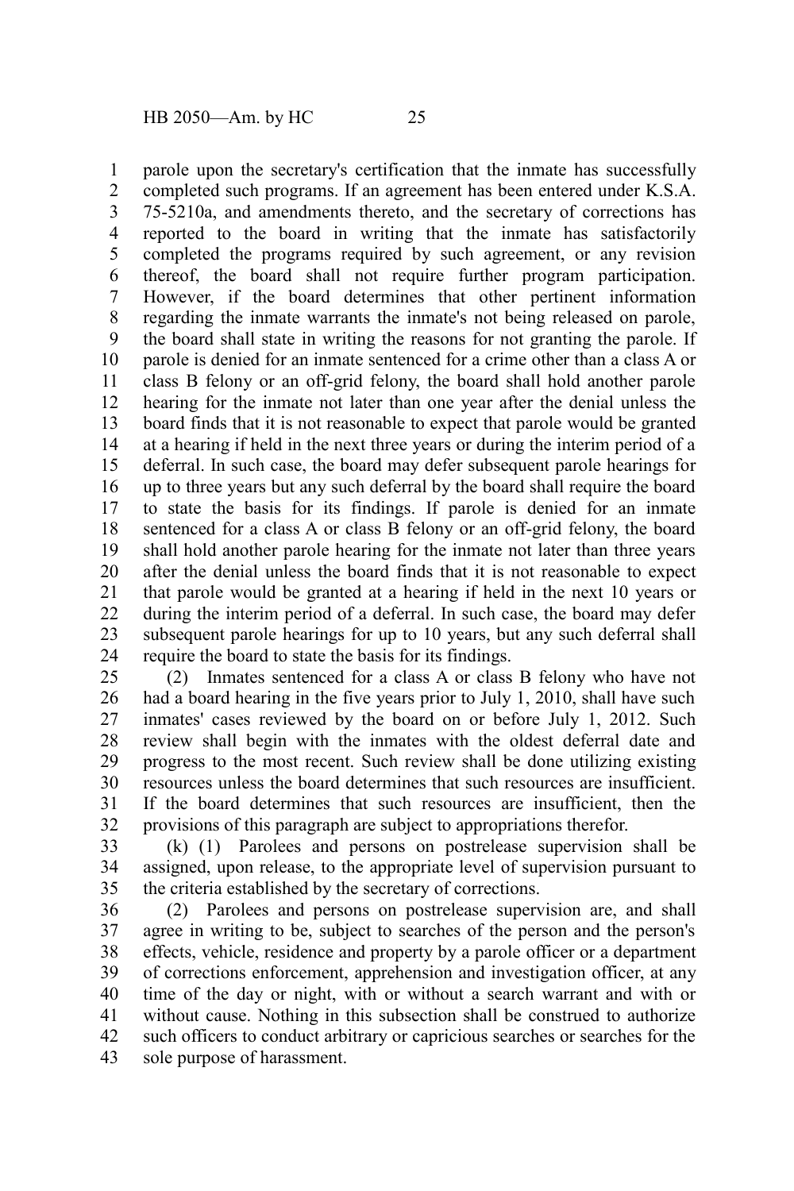parole upon the secretary's certification that the inmate has successfully completed such programs. If an agreement has been entered under K.S.A. 75-5210a, and amendments thereto, and the secretary of corrections has reported to the board in writing that the inmate has satisfactorily completed the programs required by such agreement, or any revision thereof, the board shall not require further program participation. However, if the board determines that other pertinent information regarding the inmate warrants the inmate's not being released on parole, the board shall state in writing the reasons for not granting the parole. If parole is denied for an inmate sentenced for a crime other than a class A or class B felony or an off-grid felony, the board shall hold another parole hearing for the inmate not later than one year after the denial unless the board finds that it is not reasonable to expect that parole would be granted at a hearing if held in the next three years or during the interim period of a deferral. In such case, the board may defer subsequent parole hearings for up to three years but any such deferral by the board shall require the board to state the basis for its findings. If parole is denied for an inmate sentenced for a class A or class B felony or an off-grid felony, the board shall hold another parole hearing for the inmate not later than three years after the denial unless the board finds that it is not reasonable to expect that parole would be granted at a hearing if held in the next 10 years or during the interim period of a deferral. In such case, the board may defer subsequent parole hearings for up to 10 years, but any such deferral shall require the board to state the basis for its findings.

(2) Inmates sentenced for a class A or class B felony who have not had a board hearing in the five years prior to July 1, 2010, shall have such inmates' cases reviewed by the board on or before July 1, 2012. Such review shall begin with the inmates with the oldest deferral date and progress to the most recent. Such review shall be done utilizing existing resources unless the board determines that such resources are insufficient. If the board determines that such resources are insufficient, then the provisions of this paragraph are subject to appropriations therefor.

(k) (1) Parolees and persons on postrelease supervision shall be assigned, upon release, to the appropriate level of supervision pursuant to the criteria established by the secretary of corrections.

(2) Parolees and persons on postrelease supervision are, and shall agree in writing to be, subject to searches of the person and the person's effects, vehicle, residence and property by a parole officer or a department of corrections enforcement, apprehension and investigation officer, at any time of the day or night, with or without a search warrant and with or without cause. Nothing in this subsection shall be construed to authorize such officers to conduct arbitrary or capricious searches or searches for the sole purpose of harassment.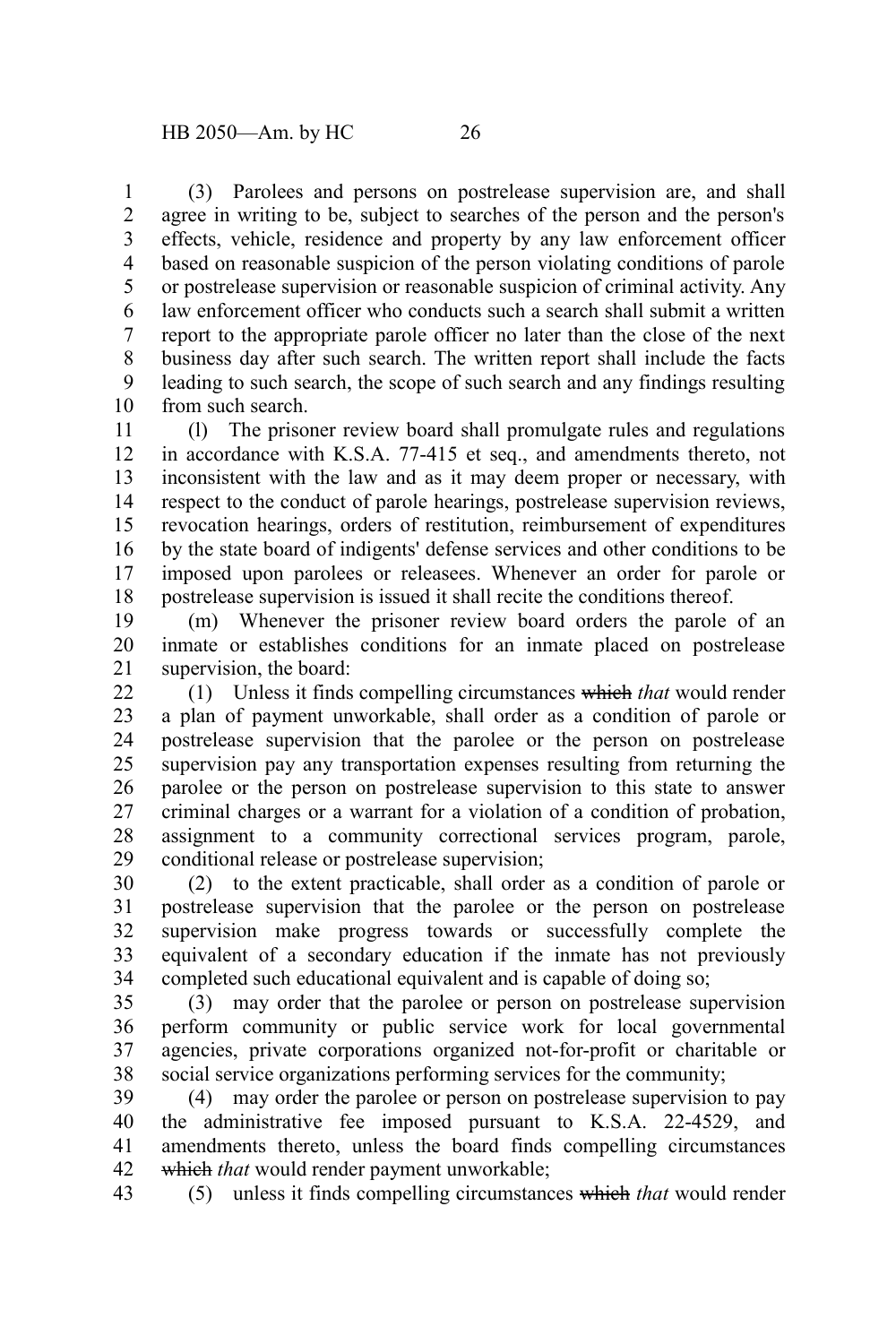(3) Parolees and persons on postrelease supervision are, and shall agree in writing to be, subject to searches of the person and the person's effects, vehicle, residence and property by any law enforcement officer based on reasonable suspicion of the person violating conditions of parole or postrelease supervision or reasonable suspicion of criminal activity. Any law enforcement officer who conducts such a search shall submit a written report to the appropriate parole officer no later than the close of the next business day after such search. The written report shall include the facts leading to such search, the scope of such search and any findings resulting from such search.

(l) The prisoner review board shall promulgate rules and regulations in accordance with K.S.A. 77-415 et seq., and amendments thereto, not inconsistent with the law and as it may deem proper or necessary, with respect to the conduct of parole hearings, postrelease supervision reviews, revocation hearings, orders of restitution, reimbursement of expenditures by the state board of indigents' defense services and other conditions to be imposed upon parolees or releasees. Whenever an order for parole or postrelease supervision is issued it shall recite the conditions thereof.

(m) Whenever the prisoner review board orders the parole of an inmate or establishes conditions for an inmate placed on postrelease supervision, the board:

(1) Unless it finds compelling circumstances ~~which~~ *that* would render a plan of payment unworkable, shall order as a condition of parole or postrelease supervision that the parolee or the person on postrelease supervision pay any transportation expenses resulting from returning the parolee or the person on postrelease supervision to this state to answer criminal charges or a warrant for a violation of a condition of probation, assignment to a community correctional services program, parole, conditional release or postrelease supervision;

(2) to the extent practicable, shall order as a condition of parole or postrelease supervision that the parolee or the person on postrelease supervision make progress towards or successfully complete the equivalent of a secondary education if the inmate has not previously completed such educational equivalent and is capable of doing so;

(3) may order that the parolee or person on postrelease supervision perform community or public service work for local governmental agencies, private corporations organized not-for-profit or charitable or social service organizations performing services for the community;

(4) may order the parolee or person on postrelease supervision to pay the administrative fee imposed pursuant to K.S.A. 22-4529, and amendments thereto, unless the board finds compelling circumstances ~~which~~ *that* would render payment unworkable;

(5) unless it finds compelling circumstances ~~which~~ *that* would render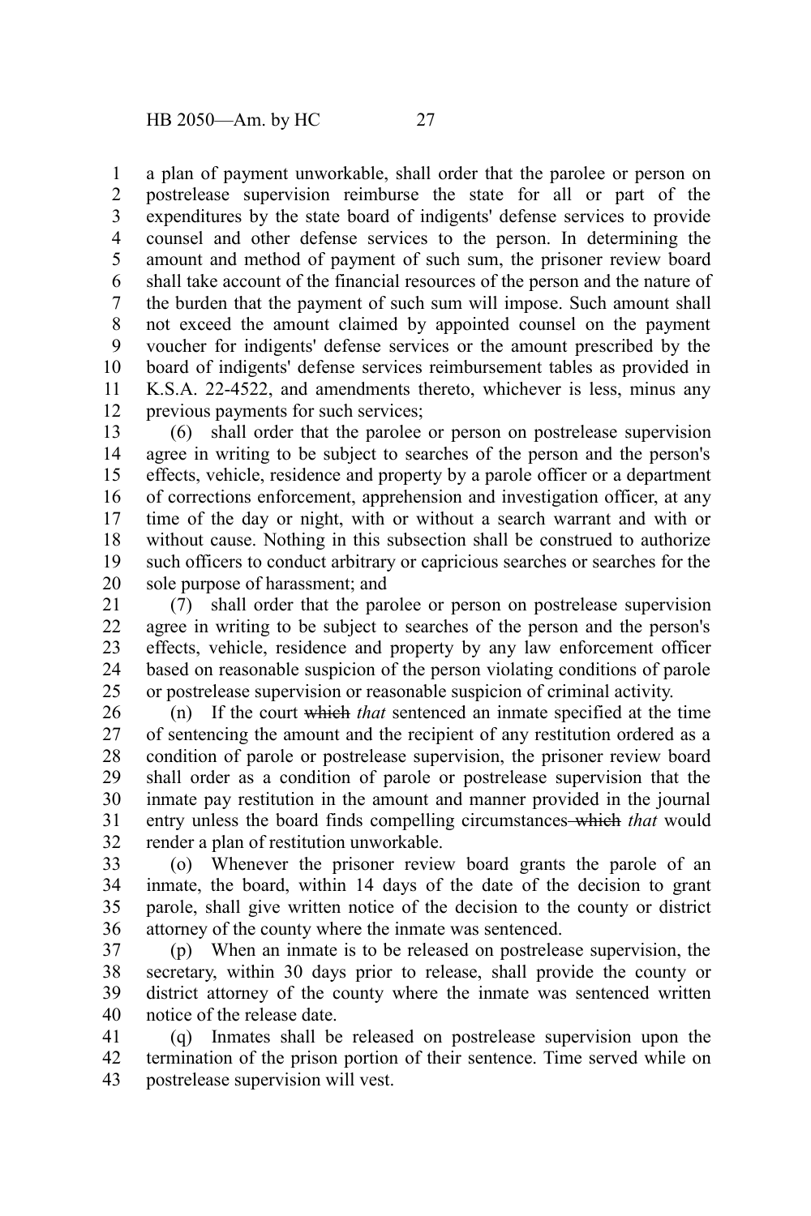a plan of payment unworkable, shall order that the parolee or person on postrelease supervision reimburse the state for all or part of the expenditures by the state board of indigents' defense services to provide counsel and other defense services to the person. In determining the amount and method of payment of such sum, the prisoner review board shall take account of the financial resources of the person and the nature of the burden that the payment of such sum will impose. Such amount shall not exceed the amount claimed by appointed counsel on the payment voucher for indigents' defense services or the amount prescribed by the board of indigents' defense services reimbursement tables as provided in K.S.A. 22-4522, and amendments thereto, whichever is less, minus any previous payments for such services;

(6) shall order that the parolee or person on postrelease supervision agree in writing to be subject to searches of the person and the person's effects, vehicle, residence and property by a parole officer or a department of corrections enforcement, apprehension and investigation officer, at any time of the day or night, with or without a search warrant and with or without cause. Nothing in this subsection shall be construed to authorize such officers to conduct arbitrary or capricious searches or searches for the sole purpose of harassment; and

(7) shall order that the parolee or person on postrelease supervision agree in writing to be subject to searches of the person and the person's effects, vehicle, residence and property by any law enforcement officer based on reasonable suspicion of the person violating conditions of parole or postrelease supervision or reasonable suspicion of criminal activity.

(n) If the court ~~which~~ *that* sentenced an inmate specified at the time of sentencing the amount and the recipient of any restitution ordered as a condition of parole or postrelease supervision, the prisoner review board shall order as a condition of parole or postrelease supervision that the inmate pay restitution in the amount and manner provided in the journal entry unless the board finds compelling circumstances ~~which~~ *that* would render a plan of restitution unworkable.

(o) Whenever the prisoner review board grants the parole of an inmate, the board, within 14 days of the date of the decision to grant parole, shall give written notice of the decision to the county or district attorney of the county where the inmate was sentenced.

(p) When an inmate is to be released on postrelease supervision, the secretary, within 30 days prior to release, shall provide the county or district attorney of the county where the inmate was sentenced written notice of the release date.

(q) Inmates shall be released on postrelease supervision upon the termination of the prison portion of their sentence. Time served while on postrelease supervision will vest.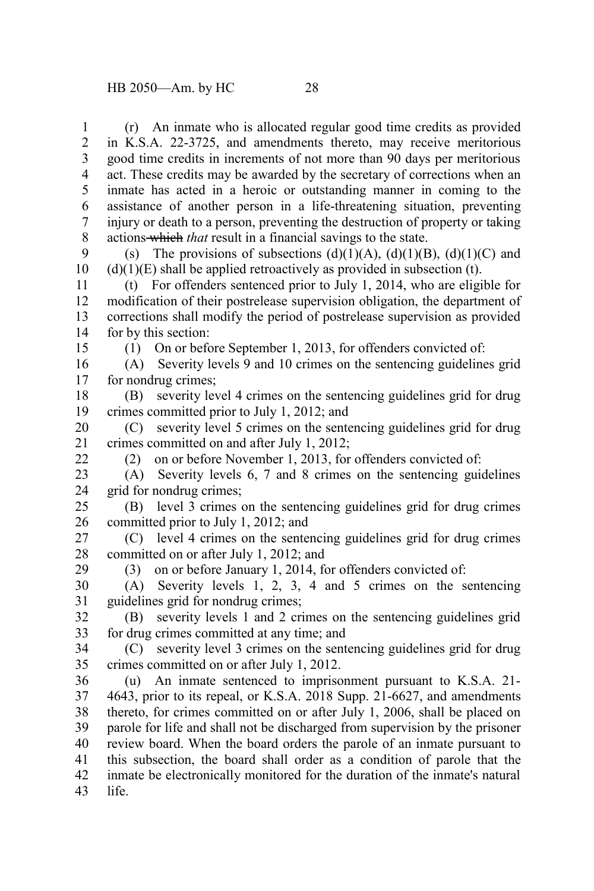(r) An inmate who is allocated regular good time credits as provided in K.S.A. 22-3725, and amendments thereto, may receive meritorious good time credits in increments of not more than 90 days per meritorious act. These credits may be awarded by the secretary of corrections when an inmate has acted in a heroic or outstanding manner in coming to the assistance of another person in a life-threatening situation, preventing injury or death to a person, preventing the destruction of property or taking actions ~~which~~ *that* result in a financial savings to the state.

(s) The provisions of subsections (d)(1)(A), (d)(1)(B), (d)(1)(C) and (d)(1)(E) shall be applied retroactively as provided in subsection (t).

(t) For offenders sentenced prior to July 1, 2014, who are eligible for modification of their postrelease supervision obligation, the department of corrections shall modify the period of postrelease supervision as provided for by this section:

(1) On or before September 1, 2013, for offenders convicted of:

(A) Severity levels 9 and 10 crimes on the sentencing guidelines grid for nondrug crimes;

(B) severity level 4 crimes on the sentencing guidelines grid for drug crimes committed prior to July 1, 2012; and

(C) severity level 5 crimes on the sentencing guidelines grid for drug crimes committed on and after July 1, 2012;

(2) on or before November 1, 2013, for offenders convicted of:

(A) Severity levels 6, 7 and 8 crimes on the sentencing guidelines grid for nondrug crimes;

(B) level 3 crimes on the sentencing guidelines grid for drug crimes committed prior to July 1, 2012; and

(C) level 4 crimes on the sentencing guidelines grid for drug crimes committed on or after July 1, 2012; and

(3) on or before January 1, 2014, for offenders convicted of:

(A) Severity levels 1, 2, 3, 4 and 5 crimes on the sentencing guidelines grid for nondrug crimes;

(B) severity levels 1 and 2 crimes on the sentencing guidelines grid for drug crimes committed at any time; and

(C) severity level 3 crimes on the sentencing guidelines grid for drug crimes committed on or after July 1, 2012.

(u) An inmate sentenced to imprisonment pursuant to K.S.A. 21-4643, prior to its repeal, or K.S.A. 2018 Supp. 21-6627, and amendments thereto, for crimes committed on or after July 1, 2006, shall be placed on parole for life and shall not be discharged from supervision by the prisoner review board. When the board orders the parole of an inmate pursuant to this subsection, the board shall order as a condition of parole that the inmate be electronically monitored for the duration of the inmate's natural life.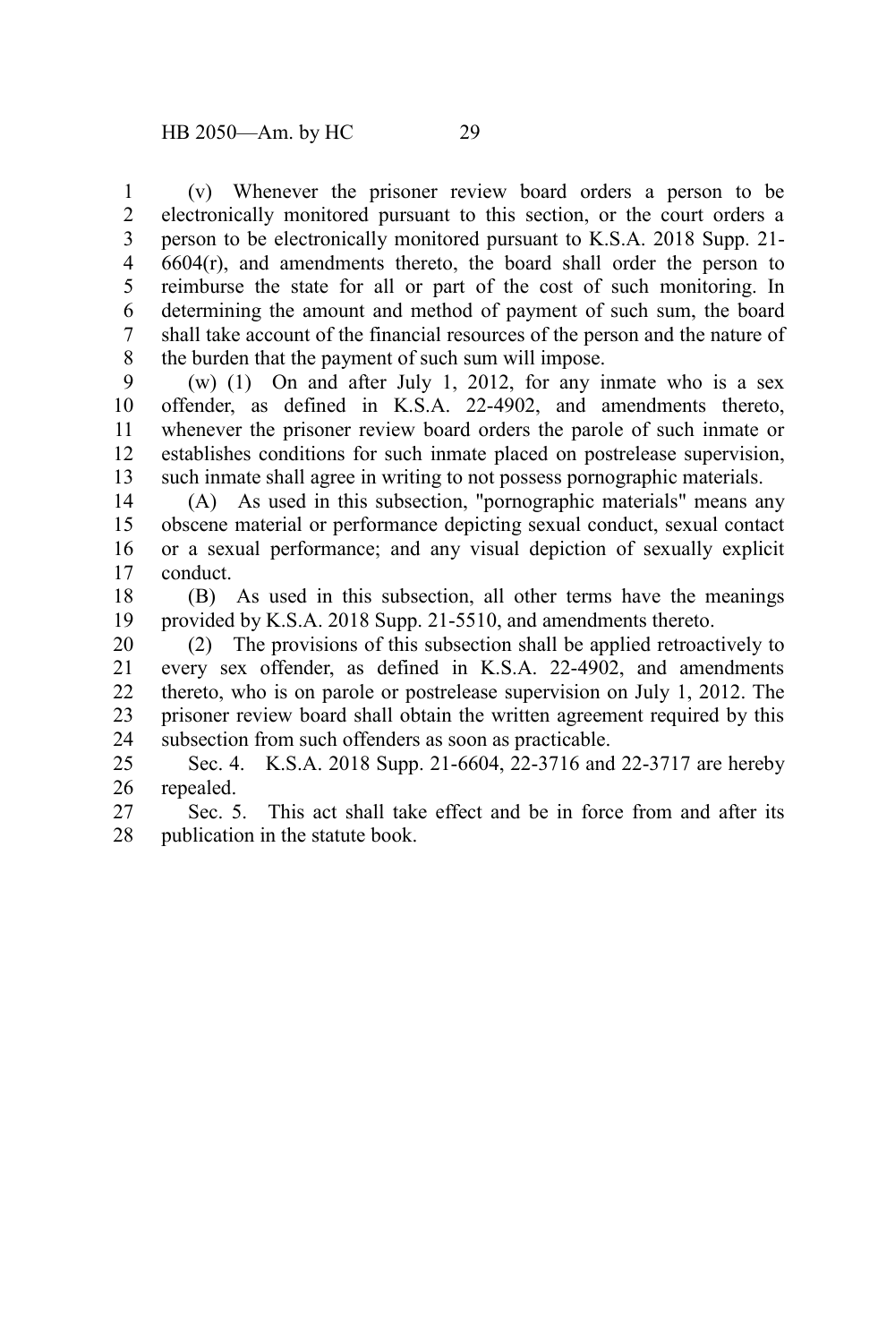(v) Whenever the prisoner review board orders a person to be electronically monitored pursuant to this section, or the court orders a person to be electronically monitored pursuant to K.S.A. 2018 Supp. 21-6604(r), and amendments thereto, the board shall order the person to reimburse the state for all or part of the cost of such monitoring. In determining the amount and method of payment of such sum, the board shall take account of the financial resources of the person and the nature of the burden that the payment of such sum will impose.

(w) (1) On and after July 1, 2012, for any inmate who is a sex offender, as defined in K.S.A. 22-4902, and amendments thereto, whenever the prisoner review board orders the parole of such inmate or establishes conditions for such inmate placed on postrelease supervision, such inmate shall agree in writing to not possess pornographic materials.

(A) As used in this subsection, "pornographic materials" means any obscene material or performance depicting sexual conduct, sexual contact or a sexual performance; and any visual depiction of sexually explicit conduct.

(B) As used in this subsection, all other terms have the meanings provided by K.S.A. 2018 Supp. 21-5510, and amendments thereto.

(2) The provisions of this subsection shall be applied retroactively to every sex offender, as defined in K.S.A. 22-4902, and amendments thereto, who is on parole or postrelease supervision on July 1, 2012. The prisoner review board shall obtain the written agreement required by this subsection from such offenders as soon as practicable.

Sec. 4. K.S.A. 2018 Supp. 21-6604, 22-3716 and 22-3717 are hereby repealed.

Sec. 5. This act shall take effect and be in force from and after its publication in the statute book.